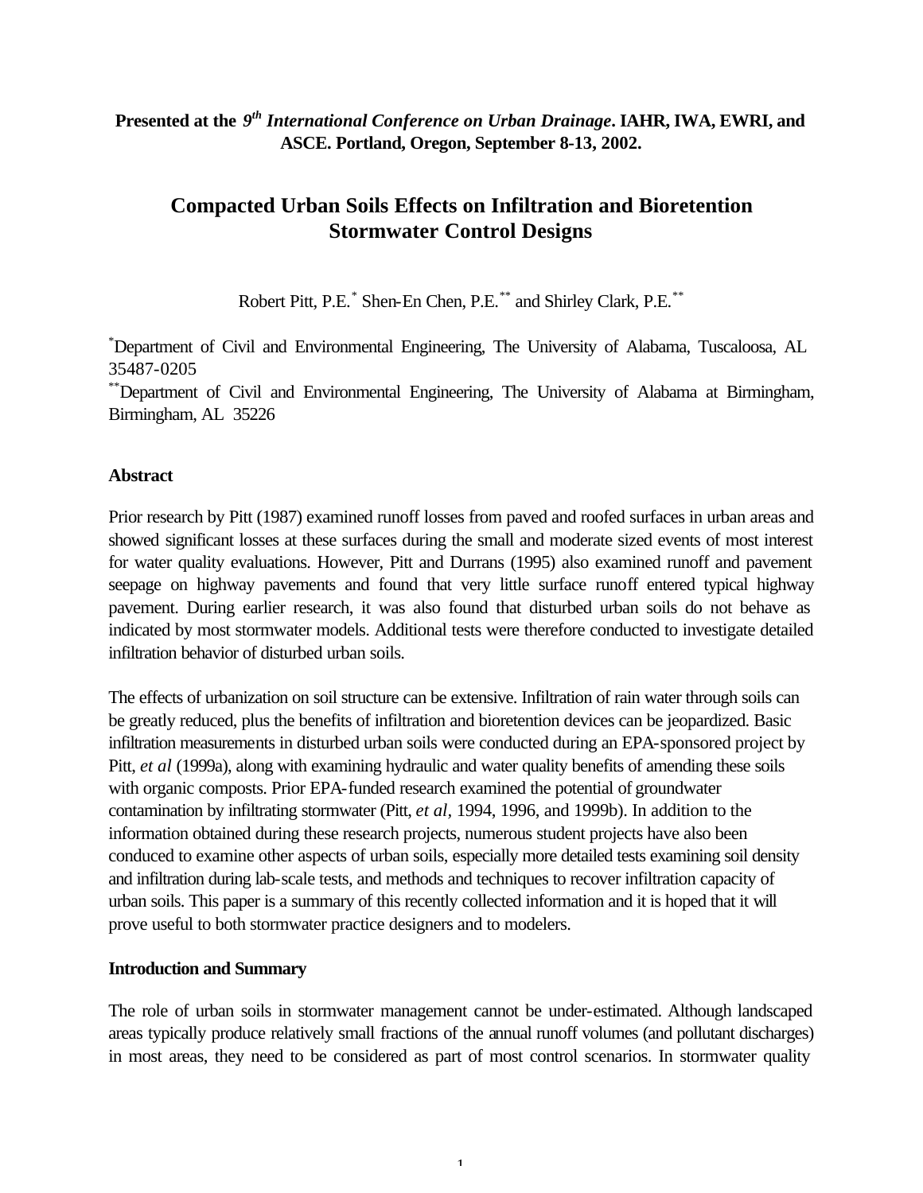**Presented at the** ***9th International Conference on Urban Drainage*****. IAHR, IWA, EWRI, and ASCE. Portland, Oregon, September 8-13, 2002.**

# Compacted Urban Soils Effects on Infiltration and Bioretention Stormwater Control Designs

Robert Pitt, P.E.[*] Shen-En Chen, P.E.[**] and Shirley Clark, P.E.[**]

[*]Department of Civil and Environmental Engineering, The University of Alabama, Tuscaloosa, AL 35487-0205
[**]Department of Civil and Environmental Engineering, The University of Alabama at Birmingham, Birmingham, AL 35226

## Abstract

Prior research by Pitt (1987) examined runoff losses from paved and roofed surfaces in urban areas and showed significant losses at these surfaces during the small and moderate sized events of most interest for water quality evaluations. However, Pitt and Durrans (1995) also examined runoff and pavement seepage on highway pavements and found that very little surface runoff entered typical highway pavement. During earlier research, it was also found that disturbed urban soils do not behave as indicated by most stormwater models. Additional tests were therefore conducted to investigate detailed infiltration behavior of disturbed urban soils.

The effects of urbanization on soil structure can be extensive. Infiltration of rain water through soils can be greatly reduced, plus the benefits of infiltration and bioretention devices can be jeopardized. Basic infiltration measurements in disturbed urban soils were conducted during an EPA-sponsored project by Pitt, *et al* (1999a), along with examining hydraulic and water quality benefits of amending these soils with organic composts. Prior EPA-funded research examined the potential of groundwater contamination by infiltrating stormwater (Pitt, *et al*, 1994, 1996, and 1999b). In addition to the information obtained during these research projects, numerous student projects have also been conduced to examine other aspects of urban soils, especially more detailed tests examining soil density and infiltration during lab-scale tests, and methods and techniques to recover infiltration capacity of urban soils. This paper is a summary of this recently collected information and it is hoped that it will prove useful to both stormwater practice designers and to modelers.

## Introduction and Summary

The role of urban soils in stormwater management cannot be under-estimated. Although landscaped areas typically produce relatively small fractions of the annual runoff volumes (and pollutant discharges) in most areas, they need to be considered as part of most control scenarios. In stormwater quality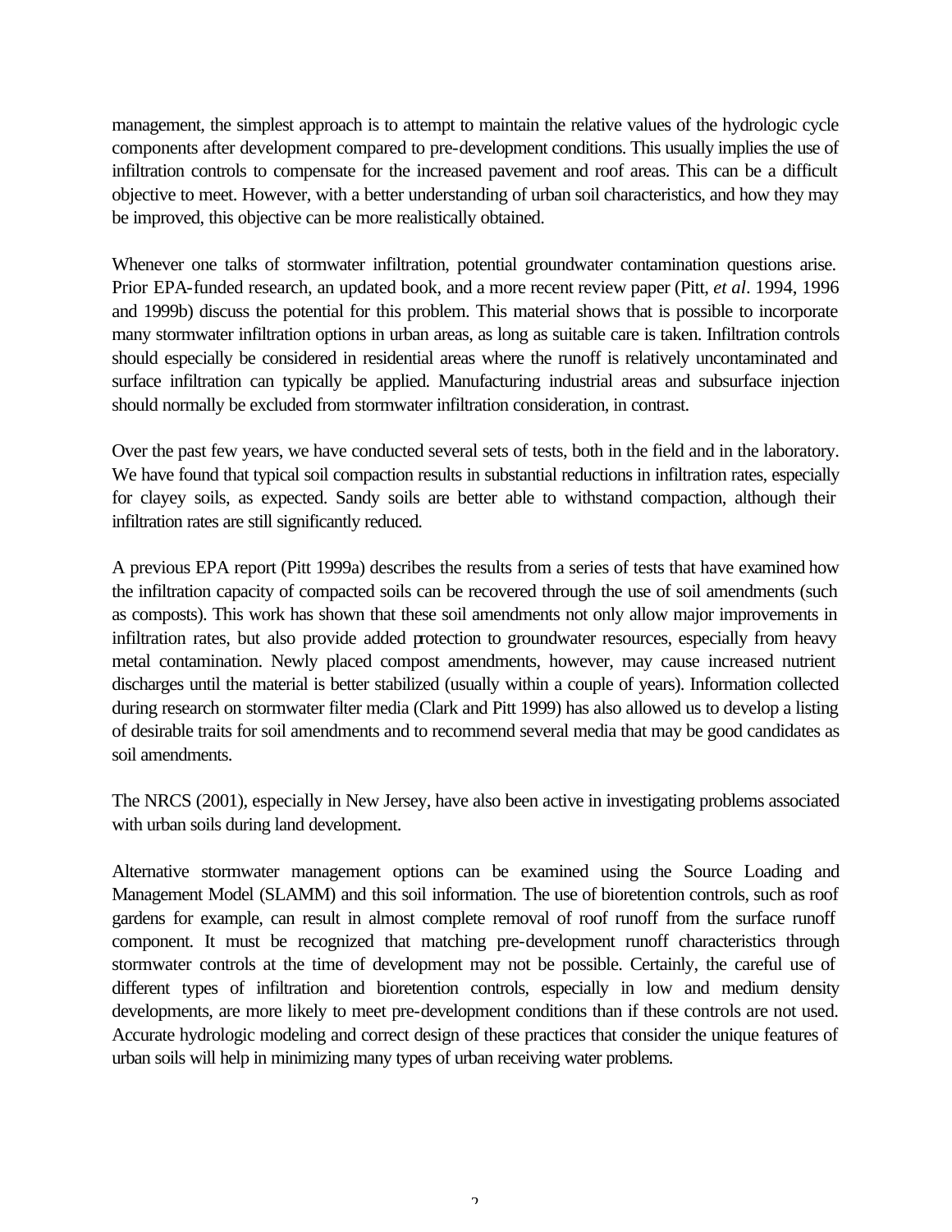management, the simplest approach is to attempt to maintain the relative values of the hydrologic cycle components after development compared to pre-development conditions. This usually implies the use of infiltration controls to compensate for the increased pavement and roof areas. This can be a difficult objective to meet. However, with a better understanding of urban soil characteristics, and how they may be improved, this objective can be more realistically obtained.

Whenever one talks of stormwater infiltration, potential groundwater contamination questions arise. Prior EPA-funded research, an updated book, and a more recent review paper (Pitt, *et al*. 1994, 1996 and 1999b) discuss the potential for this problem. This material shows that is possible to incorporate many stormwater infiltration options in urban areas, as long as suitable care is taken. Infiltration controls should especially be considered in residential areas where the runoff is relatively uncontaminated and surface infiltration can typically be applied. Manufacturing industrial areas and subsurface injection should normally be excluded from stormwater infiltration consideration, in contrast.

Over the past few years, we have conducted several sets of tests, both in the field and in the laboratory. We have found that typical soil compaction results in substantial reductions in infiltration rates, especially for clayey soils, as expected. Sandy soils are better able to withstand compaction, although their infiltration rates are still significantly reduced.

A previous EPA report (Pitt 1999a) describes the results from a series of tests that have examined how the infiltration capacity of compacted soils can be recovered through the use of soil amendments (such as composts). This work has shown that these soil amendments not only allow major improvements in infiltration rates, but also provide added protection to groundwater resources, especially from heavy metal contamination. Newly placed compost amendments, however, may cause increased nutrient discharges until the material is better stabilized (usually within a couple of years). Information collected during research on stormwater filter media (Clark and Pitt 1999) has also allowed us to develop a listing of desirable traits for soil amendments and to recommend several media that may be good candidates as soil amendments.

The NRCS (2001), especially in New Jersey, have also been active in investigating problems associated with urban soils during land development.

Alternative stormwater management options can be examined using the Source Loading and Management Model (SLAMM) and this soil information. The use of bioretention controls, such as roof gardens for example, can result in almost complete removal of roof runoff from the surface runoff component. It must be recognized that matching pre-development runoff characteristics through stormwater controls at the time of development may not be possible. Certainly, the careful use of different types of infiltration and bioretention controls, especially in low and medium density developments, are more likely to meet pre-development conditions than if these controls are not used. Accurate hydrologic modeling and correct design of these practices that consider the unique features of urban soils will help in minimizing many types of urban receiving water problems.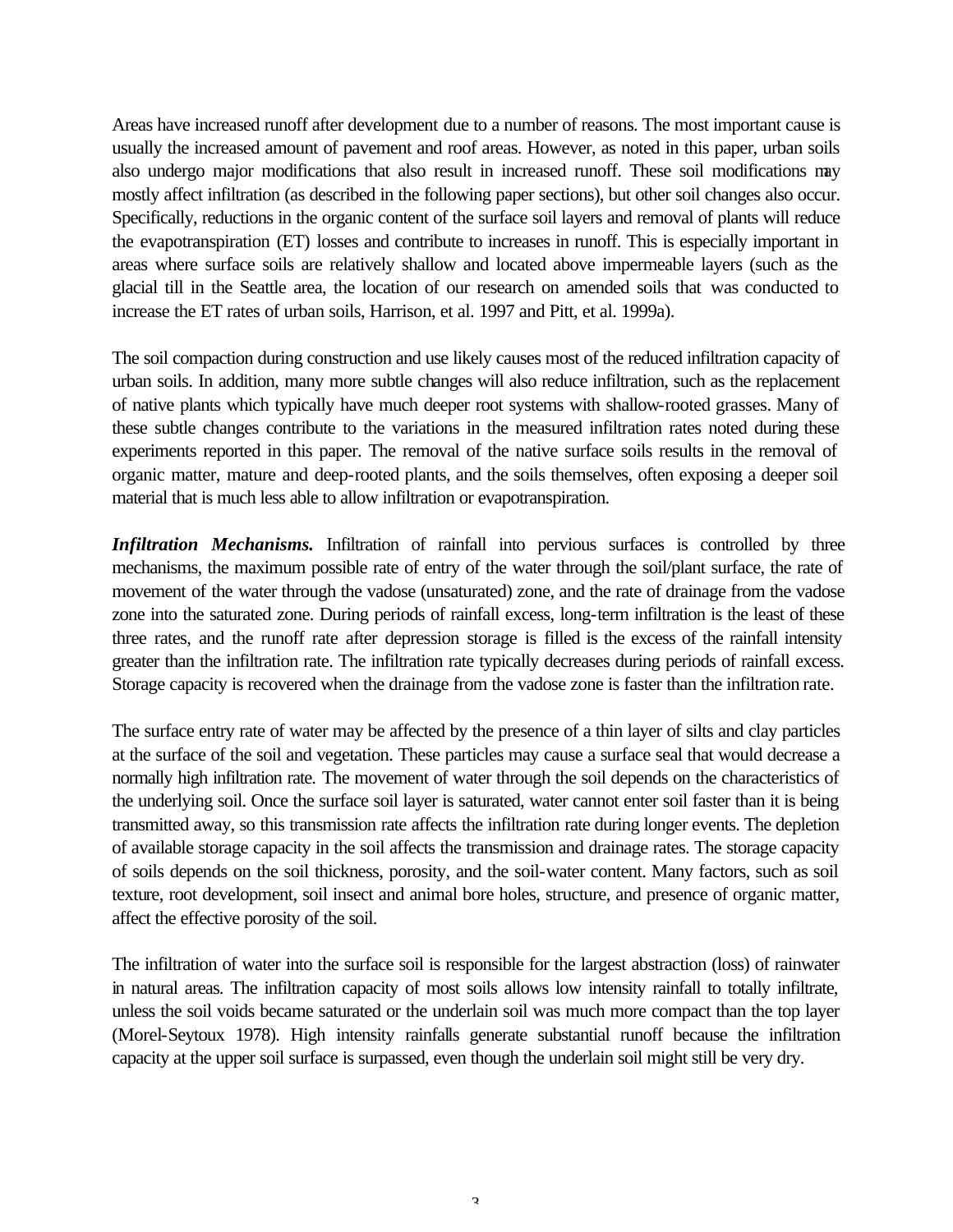Areas have increased runoff after development due to a number of reasons. The most important cause is usually the increased amount of pavement and roof areas. However, as noted in this paper, urban soils also undergo major modifications that also result in increased runoff. These soil modifications may mostly affect infiltration (as described in the following paper sections), but other soil changes also occur. Specifically, reductions in the organic content of the surface soil layers and removal of plants will reduce the evapotranspiration (ET) losses and contribute to increases in runoff. This is especially important in areas where surface soils are relatively shallow and located above impermeable layers (such as the glacial till in the Seattle area, the location of our research on amended soils that was conducted to increase the ET rates of urban soils, Harrison, et al. 1997 and Pitt, et al. 1999a).

The soil compaction during construction and use likely causes most of the reduced infiltration capacity of urban soils. In addition, many more subtle changes will also reduce infiltration, such as the replacement of native plants which typically have much deeper root systems with shallow-rooted grasses. Many of these subtle changes contribute to the variations in the measured infiltration rates noted during these experiments reported in this paper. The removal of the native surface soils results in the removal of organic matter, mature and deep-rooted plants, and the soils themselves, often exposing a deeper soil material that is much less able to allow infiltration or evapotranspiration.

***Infiltration Mechanisms.*** Infiltration of rainfall into pervious surfaces is controlled by three mechanisms, the maximum possible rate of entry of the water through the soil/plant surface, the rate of movement of the water through the vadose (unsaturated) zone, and the rate of drainage from the vadose zone into the saturated zone. During periods of rainfall excess, long-term infiltration is the least of these three rates, and the runoff rate after depression storage is filled is the excess of the rainfall intensity greater than the infiltration rate. The infiltration rate typically decreases during periods of rainfall excess. Storage capacity is recovered when the drainage from the vadose zone is faster than the infiltration rate.

The surface entry rate of water may be affected by the presence of a thin layer of silts and clay particles at the surface of the soil and vegetation. These particles may cause a surface seal that would decrease a normally high infiltration rate. The movement of water through the soil depends on the characteristics of the underlying soil. Once the surface soil layer is saturated, water cannot enter soil faster than it is being transmitted away, so this transmission rate affects the infiltration rate during longer events. The depletion of available storage capacity in the soil affects the transmission and drainage rates. The storage capacity of soils depends on the soil thickness, porosity, and the soil-water content. Many factors, such as soil texture, root development, soil insect and animal bore holes, structure, and presence of organic matter, affect the effective porosity of the soil.

The infiltration of water into the surface soil is responsible for the largest abstraction (loss) of rainwater in natural areas. The infiltration capacity of most soils allows low intensity rainfall to totally infiltrate, unless the soil voids became saturated or the underlain soil was much more compact than the top layer (Morel-Seytoux 1978). High intensity rainfalls generate substantial runoff because the infiltration capacity at the upper soil surface is surpassed, even though the underlain soil might still be very dry.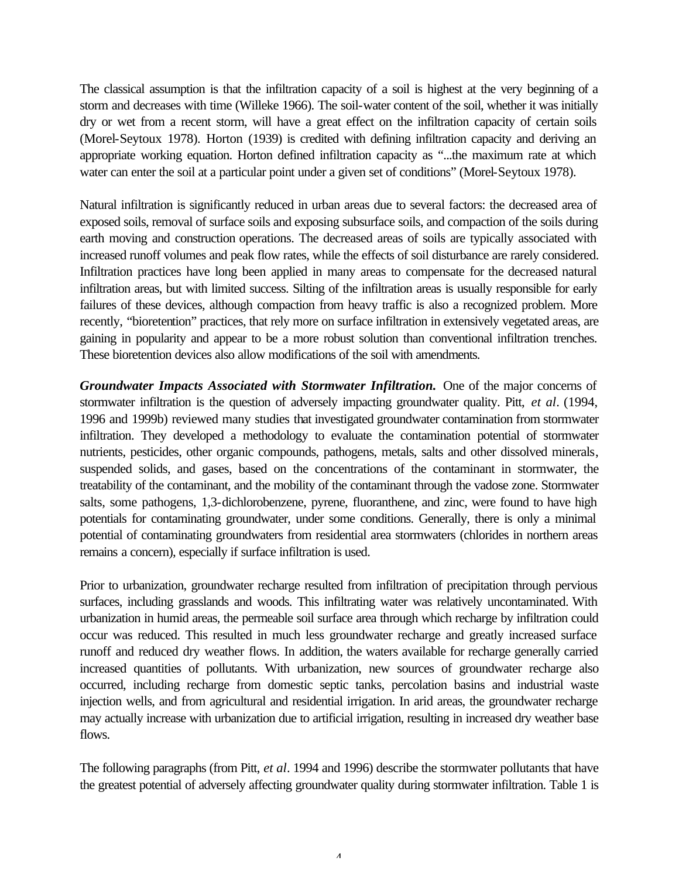The classical assumption is that the infiltration capacity of a soil is highest at the very beginning of a storm and decreases with time (Willeke 1966). The soil-water content of the soil, whether it was initially dry or wet from a recent storm, will have a great effect on the infiltration capacity of certain soils (Morel-Seytoux 1978). Horton (1939) is credited with defining infiltration capacity and deriving an appropriate working equation. Horton defined infiltration capacity as "...the maximum rate at which water can enter the soil at a particular point under a given set of conditions" (Morel-Seytoux 1978).

Natural infiltration is significantly reduced in urban areas due to several factors: the decreased area of exposed soils, removal of surface soils and exposing subsurface soils, and compaction of the soils during earth moving and construction operations. The decreased areas of soils are typically associated with increased runoff volumes and peak flow rates, while the effects of soil disturbance are rarely considered. Infiltration practices have long been applied in many areas to compensate for the decreased natural infiltration areas, but with limited success. Silting of the infiltration areas is usually responsible for early failures of these devices, although compaction from heavy traffic is also a recognized problem. More recently, "bioretention" practices, that rely more on surface infiltration in extensively vegetated areas, are gaining in popularity and appear to be a more robust solution than conventional infiltration trenches. These bioretention devices also allow modifications of the soil with amendments.

***Groundwater Impacts Associated with Stormwater Infiltration.*** One of the major concerns of stormwater infiltration is the question of adversely impacting groundwater quality. Pitt, *et al*. (1994, 1996 and 1999b) reviewed many studies that investigated groundwater contamination from stormwater infiltration. They developed a methodology to evaluate the contamination potential of stormwater nutrients, pesticides, other organic compounds, pathogens, metals, salts and other dissolved minerals, suspended solids, and gases, based on the concentrations of the contaminant in stormwater, the treatability of the contaminant, and the mobility of the contaminant through the vadose zone. Stormwater salts, some pathogens, 1,3-dichlorobenzene, pyrene, fluoranthene, and zinc, were found to have high potentials for contaminating groundwater, under some conditions. Generally, there is only a minimal potential of contaminating groundwaters from residential area stormwaters (chlorides in northern areas remains a concern), especially if surface infiltration is used.

Prior to urbanization, groundwater recharge resulted from infiltration of precipitation through pervious surfaces, including grasslands and woods. This infiltrating water was relatively uncontaminated. With urbanization in humid areas, the permeable soil surface area through which recharge by infiltration could occur was reduced. This resulted in much less groundwater recharge and greatly increased surface runoff and reduced dry weather flows. In addition, the waters available for recharge generally carried increased quantities of pollutants. With urbanization, new sources of groundwater recharge also occurred, including recharge from domestic septic tanks, percolation basins and industrial waste injection wells, and from agricultural and residential irrigation. In arid areas, the groundwater recharge may actually increase with urbanization due to artificial irrigation, resulting in increased dry weather base flows.

The following paragraphs (from Pitt, *et al*. 1994 and 1996) describe the stormwater pollutants that have the greatest potential of adversely affecting groundwater quality during stormwater infiltration. Table 1 is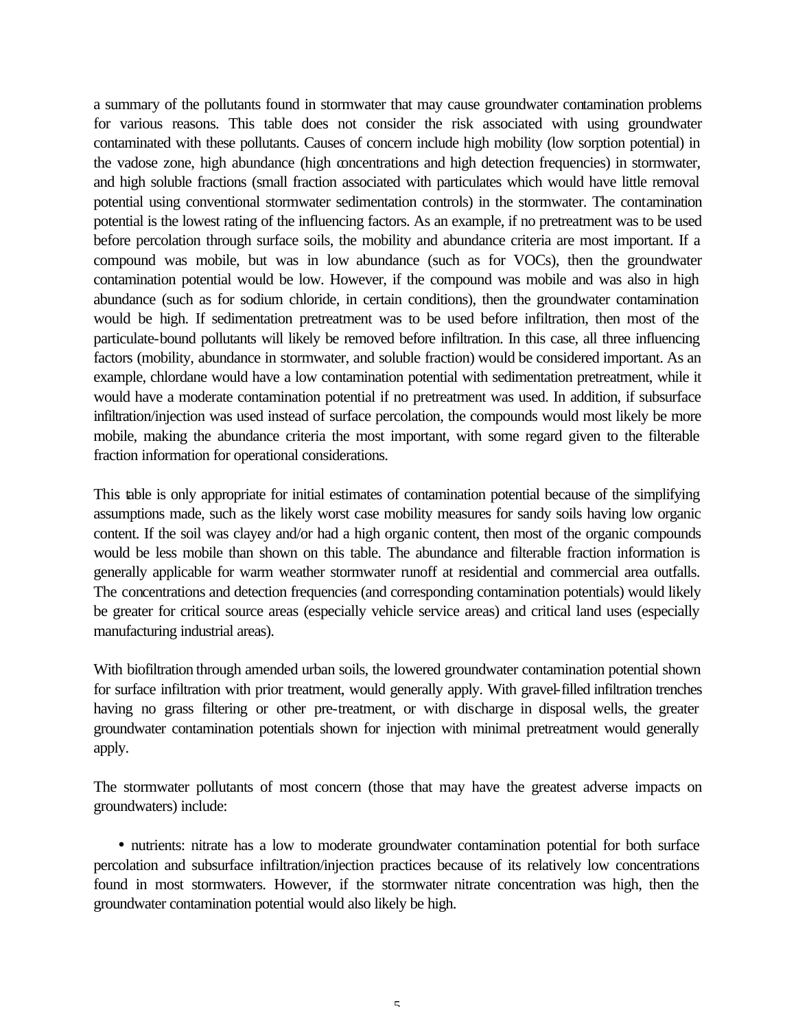a summary of the pollutants found in stormwater that may cause groundwater contamination problems for various reasons. This table does not consider the risk associated with using groundwater contaminated with these pollutants. Causes of concern include high mobility (low sorption potential) in the vadose zone, high abundance (high concentrations and high detection frequencies) in stormwater, and high soluble fractions (small fraction associated with particulates which would have little removal potential using conventional stormwater sedimentation controls) in the stormwater. The contamination potential is the lowest rating of the influencing factors. As an example, if no pretreatment was to be used before percolation through surface soils, the mobility and abundance criteria are most important. If a compound was mobile, but was in low abundance (such as for VOCs), then the groundwater contamination potential would be low. However, if the compound was mobile and was also in high abundance (such as for sodium chloride, in certain conditions), then the groundwater contamination would be high. If sedimentation pretreatment was to be used before infiltration, then most of the particulate-bound pollutants will likely be removed before infiltration. In this case, all three influencing factors (mobility, abundance in stormwater, and soluble fraction) would be considered important. As an example, chlordane would have a low contamination potential with sedimentation pretreatment, while it would have a moderate contamination potential if no pretreatment was used. In addition, if subsurface infiltration/injection was used instead of surface percolation, the compounds would most likely be more mobile, making the abundance criteria the most important, with some regard given to the filterable fraction information for operational considerations.

This table is only appropriate for initial estimates of contamination potential because of the simplifying assumptions made, such as the likely worst case mobility measures for sandy soils having low organic content. If the soil was clayey and/or had a high organic content, then most of the organic compounds would be less mobile than shown on this table. The abundance and filterable fraction information is generally applicable for warm weather stormwater runoff at residential and commercial area outfalls. The concentrations and detection frequencies (and corresponding contamination potentials) would likely be greater for critical source areas (especially vehicle service areas) and critical land uses (especially manufacturing industrial areas).

With biofiltration through amended urban soils, the lowered groundwater contamination potential shown for surface infiltration with prior treatment, would generally apply. With gravel-filled infiltration trenches having no grass filtering or other pre-treatment, or with discharge in disposal wells, the greater groundwater contamination potentials shown for injection with minimal pretreatment would generally apply.

The stormwater pollutants of most concern (those that may have the greatest adverse impacts on groundwaters) include:

- nutrients: nitrate has a low to moderate groundwater contamination potential for both surface percolation and subsurface infiltration/injection practices because of its relatively low concentrations found in most stormwaters. However, if the stormwater nitrate concentration was high, then the groundwater contamination potential would also likely be high.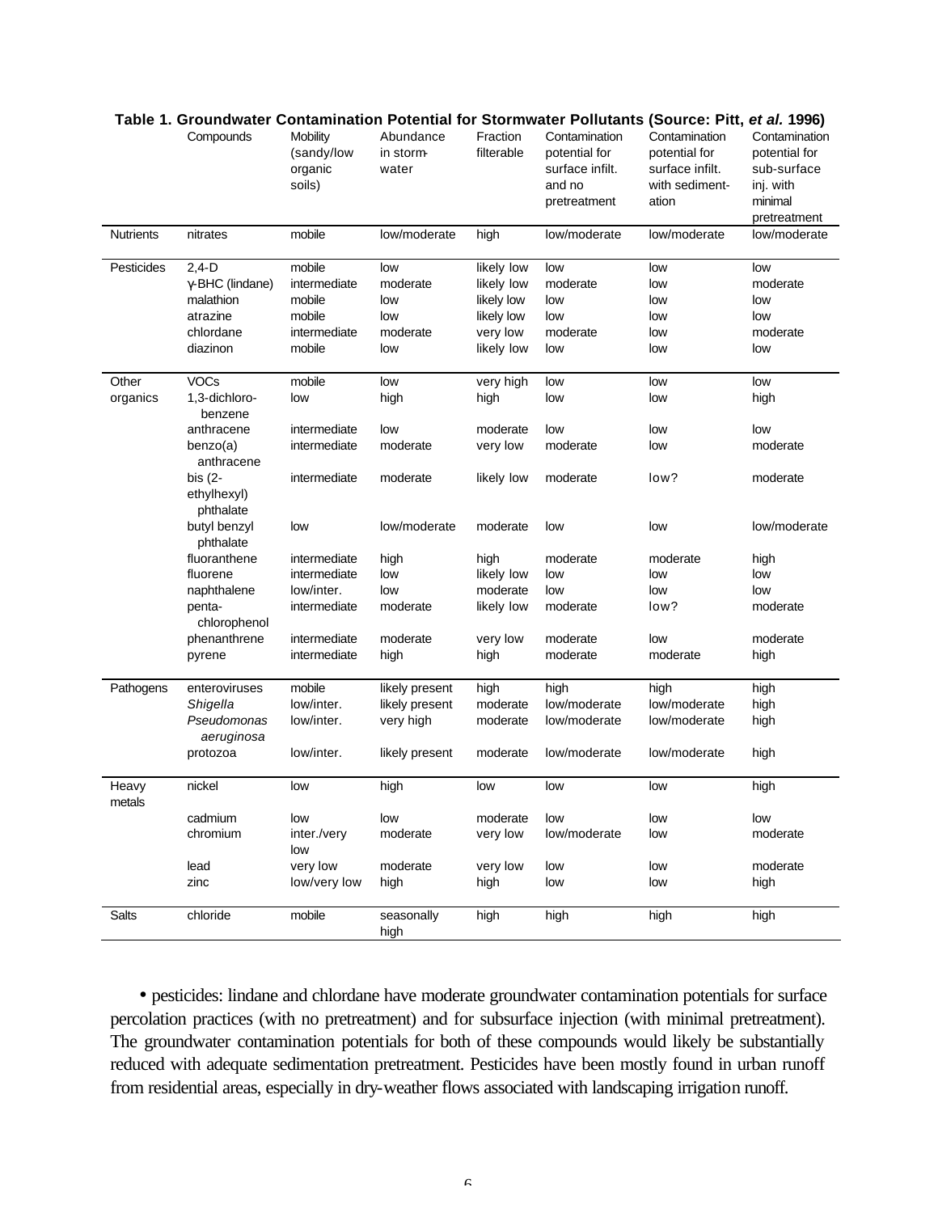**Table 1. Groundwater Contamination Potential for Stormwater Pollutants (Source: Pitt, *et al.* 1996)**

| | Compounds | Mobility (sandy/low organic soils) | Abundance in storm-water | Fraction filterable | Contamination potential for surface infilt. and no pretreatment | Contamination potential for surface infilt. with sediment-ation | Contamination potential for sub-surface inj. with minimal pretreatment |
|---|---|---|---|---|---|---|---|
| Nutrients | nitrates | mobile | low/moderate | high | low/moderate | low/moderate | low/moderate |
| Pesticides | 2,4-D | mobile | low | likely low | low | low | low |
| | γ-BHC (lindane) | intermediate | moderate | likely low | moderate | low | moderate |
| | malathion | mobile | low | likely low | low | low | low |
| | atrazine | mobile | low | likely low | low | low | low |
| | chlordane | intermediate | moderate | very low | moderate | low | moderate |
| | diazinon | mobile | low | likely low | low | low | low |
| Other organics | VOCs | mobile | low | very high | low | low | low |
| | 1,3-dichloro-benzene | low | high | high | low | low | high |
| | anthracene | intermediate | low | moderate | low | low | low |
| | benzo(a) anthracene | intermediate | moderate | very low | moderate | low | moderate |
| | bis (2-ethylhexyl) phthalate | intermediate | moderate | likely low | moderate | low? | moderate |
| | butyl benzyl phthalate | low | low/moderate | moderate | low | low | low/moderate |
| | fluoranthene | intermediate | high | high | moderate | moderate | high |
| | fluorene | intermediate | low | likely low | low | low | low |
| | naphthalene | low/inter. | low | moderate | low | low | low |
| | penta-chlorophenol | intermediate | moderate | likely low | moderate | low? | moderate |
| | phenanthrene | intermediate | moderate | very low | moderate | low | moderate |
| | pyrene | intermediate | high | high | moderate | moderate | high |
| Pathogens | enteroviruses | mobile | likely present | high | high | high | high |
| | *Shigella* | low/inter. | likely present | moderate | low/moderate | low/moderate | high |
| | *Pseudomonas aeruginosa* | low/inter. | very high | moderate | low/moderate | low/moderate | high |
| | protozoa | low/inter. | likely present | moderate | low/moderate | low/moderate | high |
| Heavy metals | nickel | low | high | low | low | low | high |
| | cadmium | low | low | moderate | low | low | low |
| | chromium | inter./very low | moderate | very low | low/moderate | low | moderate |
| | lead | very low | moderate | very low | low | low | moderate |
| | zinc | low/very low | high | high | low | low | high |
| Salts | chloride | mobile | seasonally high | high | high | high | high |

- pesticides: lindane and chlordane have moderate groundwater contamination potentials for surface percolation practices (with no pretreatment) and for subsurface injection (with minimal pretreatment). The groundwater contamination potentials for both of these compounds would likely be substantially reduced with adequate sedimentation pretreatment. Pesticides have been mostly found in urban runoff from residential areas, especially in dry-weather flows associated with landscaping irrigation runoff.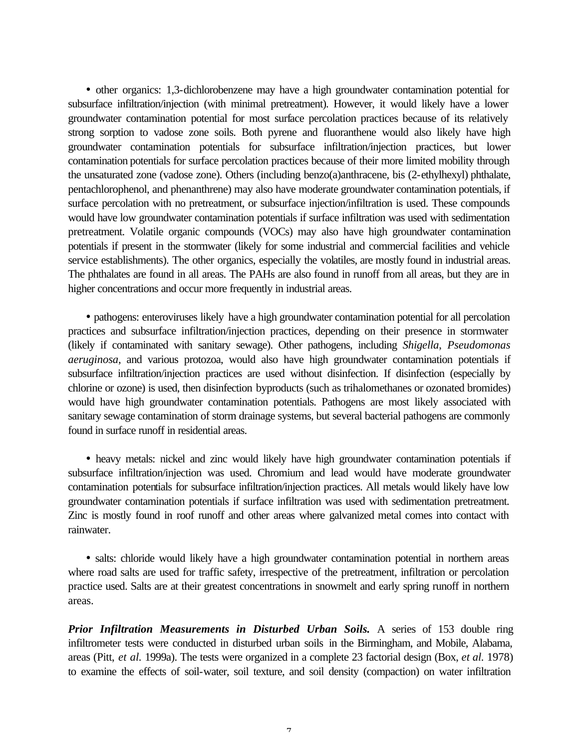- other organics: 1,3-dichlorobenzene may have a high groundwater contamination potential for subsurface infiltration/injection (with minimal pretreatment). However, it would likely have a lower groundwater contamination potential for most surface percolation practices because of its relatively strong sorption to vadose zone soils. Both pyrene and fluoranthene would also likely have high groundwater contamination potentials for subsurface infiltration/injection practices, but lower contamination potentials for surface percolation practices because of their more limited mobility through the unsaturated zone (vadose zone). Others (including benzo(a)anthracene, bis (2-ethylhexyl) phthalate, pentachlorophenol, and phenanthrene) may also have moderate groundwater contamination potentials, if surface percolation with no pretreatment, or subsurface injection/infiltration is used. These compounds would have low groundwater contamination potentials if surface infiltration was used with sedimentation pretreatment. Volatile organic compounds (VOCs) may also have high groundwater contamination potentials if present in the stormwater (likely for some industrial and commercial facilities and vehicle service establishments). The other organics, especially the volatiles, are mostly found in industrial areas. The phthalates are found in all areas. The PAHs are also found in runoff from all areas, but they are in higher concentrations and occur more frequently in industrial areas.

- pathogens: enteroviruses likely have a high groundwater contamination potential for all percolation practices and subsurface infiltration/injection practices, depending on their presence in stormwater (likely if contaminated with sanitary sewage). Other pathogens, including *Shigella*, *Pseudomonas aeruginosa*, and various protozoa, would also have high groundwater contamination potentials if subsurface infiltration/injection practices are used without disinfection. If disinfection (especially by chlorine or ozone) is used, then disinfection byproducts (such as trihalomethanes or ozonated bromides) would have high groundwater contamination potentials. Pathogens are most likely associated with sanitary sewage contamination of storm drainage systems, but several bacterial pathogens are commonly found in surface runoff in residential areas.

- heavy metals: nickel and zinc would likely have high groundwater contamination potentials if subsurface infiltration/injection was used. Chromium and lead would have moderate groundwater contamination potentials for subsurface infiltration/injection practices. All metals would likely have low groundwater contamination potentials if surface infiltration was used with sedimentation pretreatment. Zinc is mostly found in roof runoff and other areas where galvanized metal comes into contact with rainwater.

- salts: chloride would likely have a high groundwater contamination potential in northern areas where road salts are used for traffic safety, irrespective of the pretreatment, infiltration or percolation practice used. Salts are at their greatest concentrations in snowmelt and early spring runoff in northern areas.

***Prior Infiltration Measurements in Disturbed Urban Soils.*** A series of 153 double ring infiltrometer tests were conducted in disturbed urban soils in the Birmingham, and Mobile, Alabama, areas (Pitt, *et al.* 1999a). The tests were organized in a complete $2^3$ factorial design (Box, *et al.* 1978) to examine the effects of soil-water, soil texture, and soil density (compaction) on water infiltration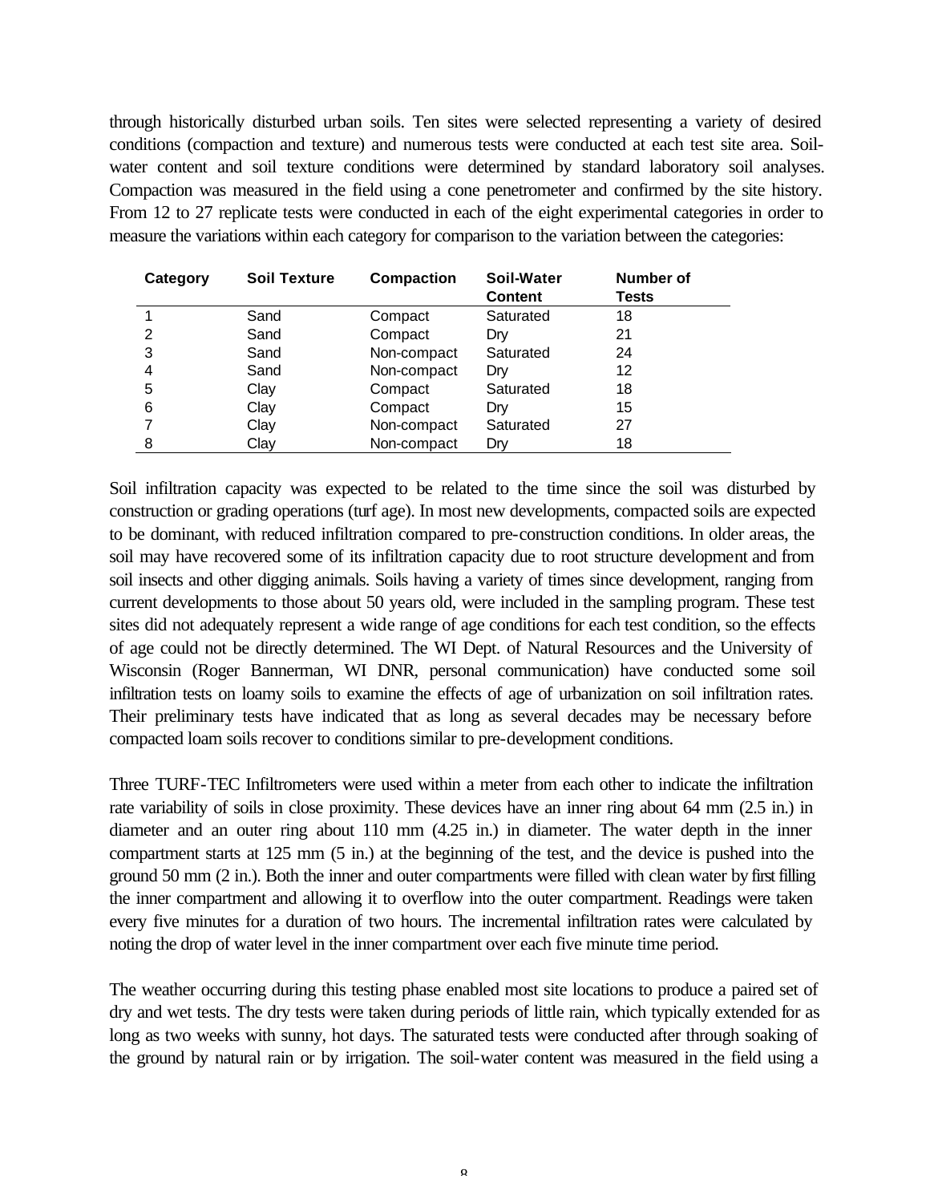through historically disturbed urban soils. Ten sites were selected representing a variety of desired conditions (compaction and texture) and numerous tests were conducted at each test site area. Soil-water content and soil texture conditions were determined by standard laboratory soil analyses. Compaction was measured in the field using a cone penetrometer and confirmed by the site history. From 12 to 27 replicate tests were conducted in each of the eight experimental categories in order to measure the variations within each category for comparison to the variation between the categories:

| Category | Soil Texture | Compaction | Soil-Water Content | Number of Tests |
|---|---|---|---|---|
| 1 | Sand | Compact | Saturated | 18 |
| 2 | Sand | Compact | Dry | 21 |
| 3 | Sand | Non-compact | Saturated | 24 |
| 4 | Sand | Non-compact | Dry | 12 |
| 5 | Clay | Compact | Saturated | 18 |
| 6 | Clay | Compact | Dry | 15 |
| 7 | Clay | Non-compact | Saturated | 27 |
| 8 | Clay | Non-compact | Dry | 18 |

Soil infiltration capacity was expected to be related to the time since the soil was disturbed by construction or grading operations (turf age). In most new developments, compacted soils are expected to be dominant, with reduced infiltration compared to pre-construction conditions. In older areas, the soil may have recovered some of its infiltration capacity due to root structure development and from soil insects and other digging animals. Soils having a variety of times since development, ranging from current developments to those about 50 years old, were included in the sampling program. These test sites did not adequately represent a wide range of age conditions for each test condition, so the effects of age could not be directly determined. The WI Dept. of Natural Resources and the University of Wisconsin (Roger Bannerman, WI DNR, personal communication) have conducted some soil infiltration tests on loamy soils to examine the effects of age of urbanization on soil infiltration rates. Their preliminary tests have indicated that as long as several decades may be necessary before compacted loam soils recover to conditions similar to pre-development conditions.

Three TURF-TEC Infiltrometers were used within a meter from each other to indicate the infiltration rate variability of soils in close proximity. These devices have an inner ring about 64 mm (2.5 in.) in diameter and an outer ring about 110 mm (4.25 in.) in diameter. The water depth in the inner compartment starts at 125 mm (5 in.) at the beginning of the test, and the device is pushed into the ground 50 mm (2 in.). Both the inner and outer compartments were filled with clean water by first filling the inner compartment and allowing it to overflow into the outer compartment. Readings were taken every five minutes for a duration of two hours. The incremental infiltration rates were calculated by noting the drop of water level in the inner compartment over each five minute time period.

The weather occurring during this testing phase enabled most site locations to produce a paired set of dry and wet tests. The dry tests were taken during periods of little rain, which typically extended for as long as two weeks with sunny, hot days. The saturated tests were conducted after through soaking of the ground by natural rain or by irrigation. The soil-water content was measured in the field using a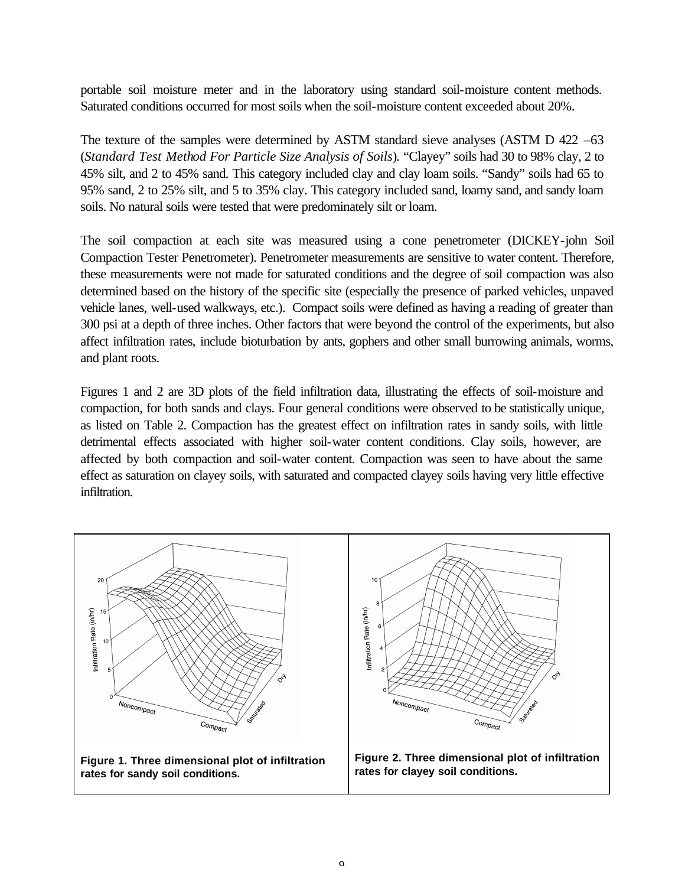portable soil moisture meter and in the laboratory using standard soil-moisture content methods. Saturated conditions occurred for most soils when the soil-moisture content exceeded about 20%.

The texture of the samples were determined by ASTM standard sieve analyses (ASTM D 422 –63 (*Standard Test Method For Particle Size Analysis of Soils*). "Clayey" soils had 30 to 98% clay, 2 to 45% silt, and 2 to 45% sand. This category included clay and clay loam soils. "Sandy" soils had 65 to 95% sand, 2 to 25% silt, and 5 to 35% clay. This category included sand, loamy sand, and sandy loam soils. No natural soils were tested that were predominately silt or loam.

The soil compaction at each site was measured using a cone penetrometer (DICKEY-john Soil Compaction Tester Penetrometer). Penetrometer measurements are sensitive to water content. Therefore, these measurements were not made for saturated conditions and the degree of soil compaction was also determined based on the history of the specific site (especially the presence of parked vehicles, unpaved vehicle lanes, well-used walkways, etc.). Compact soils were defined as having a reading of greater than 300 psi at a depth of three inches. Other factors that were beyond the control of the experiments, but also affect infiltration rates, include bioturbation by ants, gophers and other small burrowing animals, worms, and plant roots.

Figures 1 and 2 are 3D plots of the field infiltration data, illustrating the effects of soil-moisture and compaction, for both sands and clays. Four general conditions were observed to be statistically unique, as listed on Table 2. Compaction has the greatest effect on infiltration rates in sandy soils, with little detrimental effects associated with higher soil-water content conditions. Clay soils, however, are affected by both compaction and soil-water content. Compaction was seen to have about the same effect as saturation on clayey soils, with saturated and compacted clayey soils having very little effective infiltration.

**Figure 1. Three dimensional plot of infiltration rates for sandy soil conditions.**

**Figure 2. Three dimensional plot of infiltration rates for clayey soil conditions.**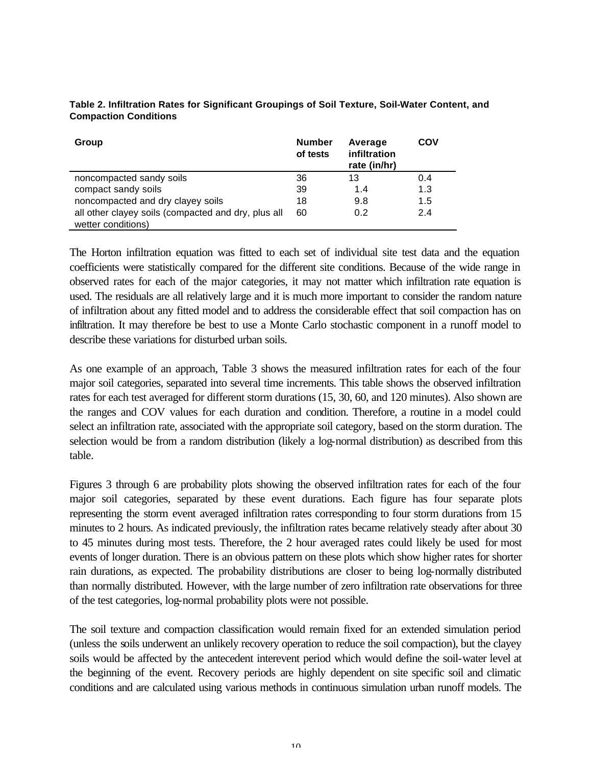**Table 2. Infiltration Rates for Significant Groupings of Soil Texture, Soil-Water Content, and Compaction Conditions**

| Group | Number of tests | Average infiltration rate (in/hr) | COV |
|---|---|---|---|
| noncompacted sandy soils | 36 | 13 | 0.4 |
| compact sandy soils | 39 | 1.4 | 1.3 |
| noncompacted and dry clayey soils | 18 | 9.8 | 1.5 |
| all other clayey soils (compacted and dry, plus all wetter conditions) | 60 | 0.2 | 2.4 |

The Horton infiltration equation was fitted to each set of individual site test data and the equation coefficients were statistically compared for the different site conditions. Because of the wide range in observed rates for each of the major categories, it may not matter which infiltration rate equation is used. The residuals are all relatively large and it is much more important to consider the random nature of infiltration about any fitted model and to address the considerable effect that soil compaction has on infiltration. It may therefore be best to use a Monte Carlo stochastic component in a runoff model to describe these variations for disturbed urban soils.

As one example of an approach, Table 3 shows the measured infiltration rates for each of the four major soil categories, separated into several time increments. This table shows the observed infiltration rates for each test averaged for different storm durations (15, 30, 60, and 120 minutes). Also shown are the ranges and COV values for each duration and condition. Therefore, a routine in a model could select an infiltration rate, associated with the appropriate soil category, based on the storm duration. The selection would be from a random distribution (likely a log-normal distribution) as described from this table.

Figures 3 through 6 are probability plots showing the observed infiltration rates for each of the four major soil categories, separated by these event durations. Each figure has four separate plots representing the storm event averaged infiltration rates corresponding to four storm durations from 15 minutes to 2 hours. As indicated previously, the infiltration rates became relatively steady after about 30 to 45 minutes during most tests. Therefore, the 2 hour averaged rates could likely be used for most events of longer duration. There is an obvious pattern on these plots which show higher rates for shorter rain durations, as expected. The probability distributions are closer to being log-normally distributed than normally distributed. However, with the large number of zero infiltration rate observations for three of the test categories, log-normal probability plots were not possible.

The soil texture and compaction classification would remain fixed for an extended simulation period (unless the soils underwent an unlikely recovery operation to reduce the soil compaction), but the clayey soils would be affected by the antecedent interevent period which would define the soil-water level at the beginning of the event. Recovery periods are highly dependent on site specific soil and climatic conditions and are calculated using various methods in continuous simulation urban runoff models. The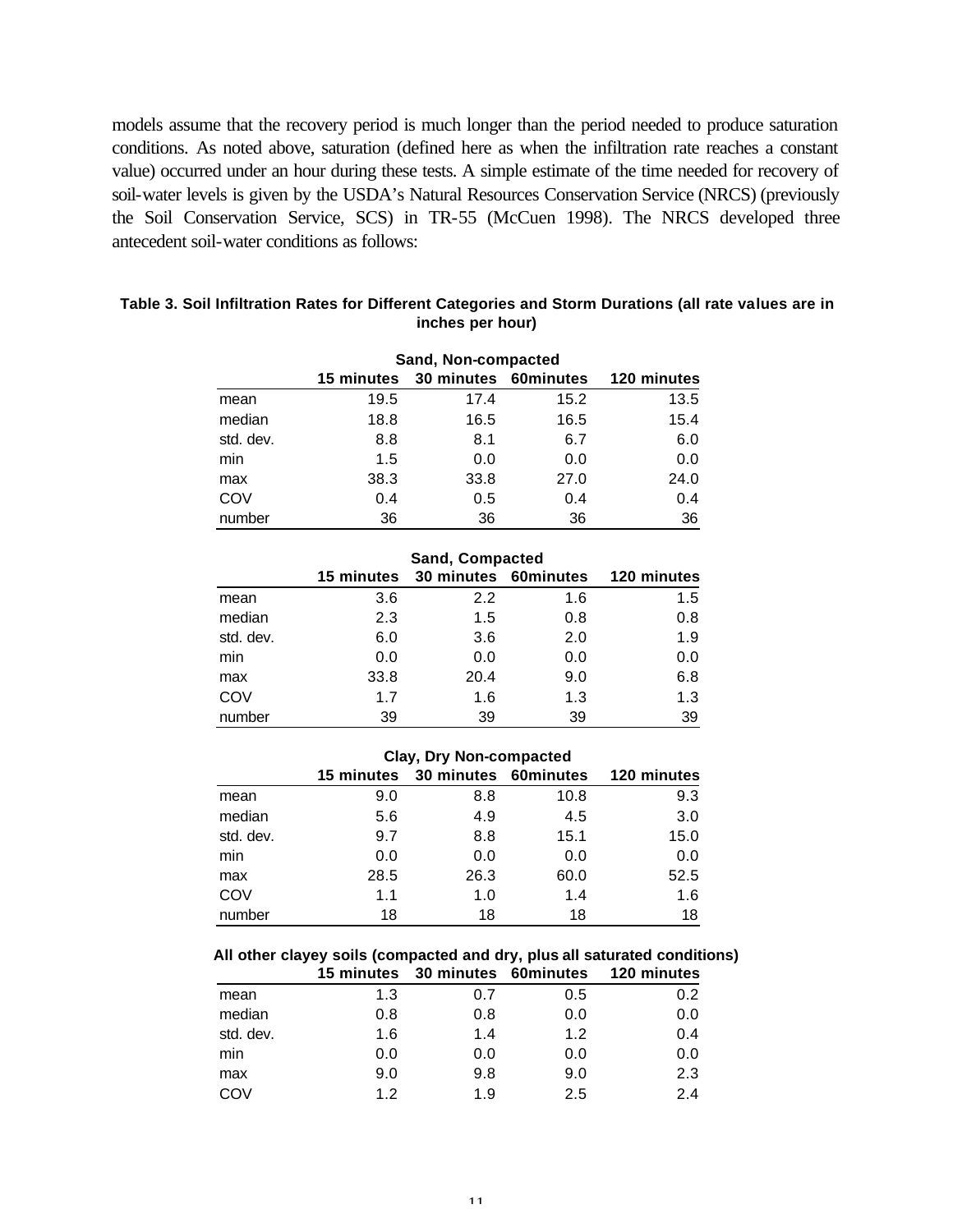models assume that the recovery period is much longer than the period needed to produce saturation conditions. As noted above, saturation (defined here as when the infiltration rate reaches a constant value) occurred under an hour during these tests. A simple estimate of the time needed for recovery of soil-water levels is given by the USDA's Natural Resources Conservation Service (NRCS) (previously the Soil Conservation Service, SCS) in TR-55 (McCuen 1998). The NRCS developed three antecedent soil-water conditions as follows:

**Table 3. Soil Infiltration Rates for Different Categories and Storm Durations (all rate values are in inches per hour)**

| Sand, Non-compacted | | | | |
|---|---|---|---|---|
| | **15 minutes** | **30 minutes** | **60minutes** | **120 minutes** |
| mean | 19.5 | 17.4 | 15.2 | 13.5 |
| median | 18.8 | 16.5 | 16.5 | 15.4 |
| std. dev. | 8.8 | 8.1 | 6.7 | 6.0 |
| min | 1.5 | 0.0 | 0.0 | 0.0 |
| max | 38.3 | 33.8 | 27.0 | 24.0 |
| COV | 0.4 | 0.5 | 0.4 | 0.4 |
| number | 36 | 36 | 36 | 36 |

| Sand, Compacted | | | | |
|---|---|---|---|---|
| | **15 minutes** | **30 minutes** | **60minutes** | **120 minutes** |
| mean | 3.6 | 2.2 | 1.6 | 1.5 |
| median | 2.3 | 1.5 | 0.8 | 0.8 |
| std. dev. | 6.0 | 3.6 | 2.0 | 1.9 |
| min | 0.0 | 0.0 | 0.0 | 0.0 |
| max | 33.8 | 20.4 | 9.0 | 6.8 |
| COV | 1.7 | 1.6 | 1.3 | 1.3 |
| number | 39 | 39 | 39 | 39 |

| Clay, Dry Non-compacted | | | | |
|---|---|---|---|---|
| | **15 minutes** | **30 minutes** | **60minutes** | **120 minutes** |
| mean | 9.0 | 8.8 | 10.8 | 9.3 |
| median | 5.6 | 4.9 | 4.5 | 3.0 |
| std. dev. | 9.7 | 8.8 | 15.1 | 15.0 |
| min | 0.0 | 0.0 | 0.0 | 0.0 |
| max | 28.5 | 26.3 | 60.0 | 52.5 |
| COV | 1.1 | 1.0 | 1.4 | 1.6 |
| number | 18 | 18 | 18 | 18 |

| All other clayey soils (compacted and dry, plus all saturated conditions) | | | | |
|---|---|---|---|---|
| | **15 minutes** | **30 minutes** | **60minutes** | **120 minutes** |
| mean | 1.3 | 0.7 | 0.5 | 0.2 |
| median | 0.8 | 0.8 | 0.0 | 0.0 |
| std. dev. | 1.6 | 1.4 | 1.2 | 0.4 |
| min | 0.0 | 0.0 | 0.0 | 0.0 |
| max | 9.0 | 9.8 | 9.0 | 2.3 |
| COV | 1.2 | 1.9 | 2.5 | 2.4 |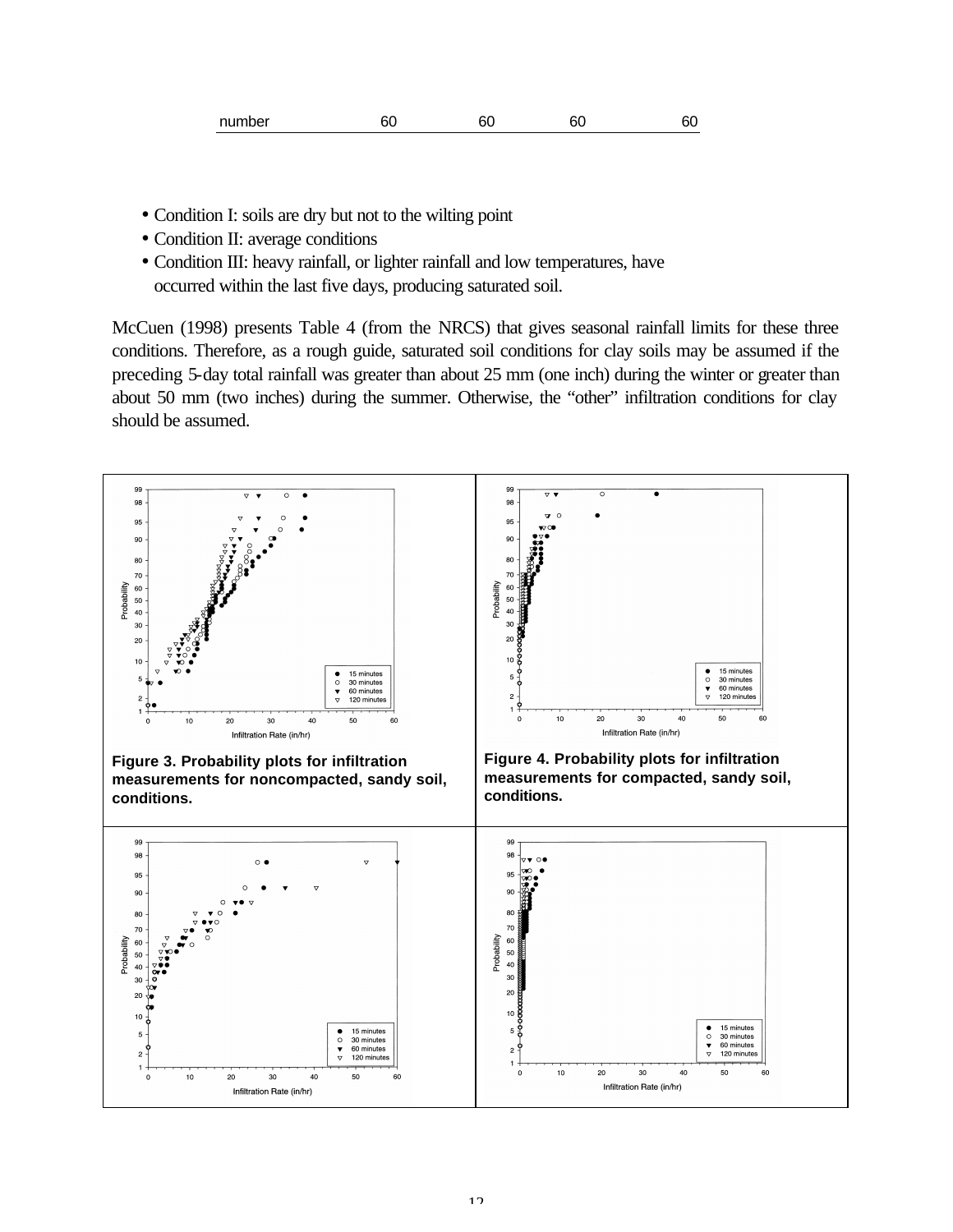| number | 60 | 60 | 60 | 60 |
|---|---|---|---|---|

- Condition I: soils are dry but not to the wilting point
- Condition II: average conditions
- Condition III: heavy rainfall, or lighter rainfall and low temperatures, have occurred within the last five days, producing saturated soil.

McCuen (1998) presents Table 4 (from the NRCS) that gives seasonal rainfall limits for these three conditions. Therefore, as a rough guide, saturated soil conditions for clay soils may be assumed if the preceding 5-day total rainfall was greater than about 25 mm (one inch) during the winter or greater than about 50 mm (two inches) during the summer. Otherwise, the "other" infiltration conditions for clay should be assumed.

**Figure 3. Probability plots for infiltration measurements for noncompacted, sandy soil, conditions.**

**Figure 4. Probability plots for infiltration measurements for compacted, sandy soil, conditions.**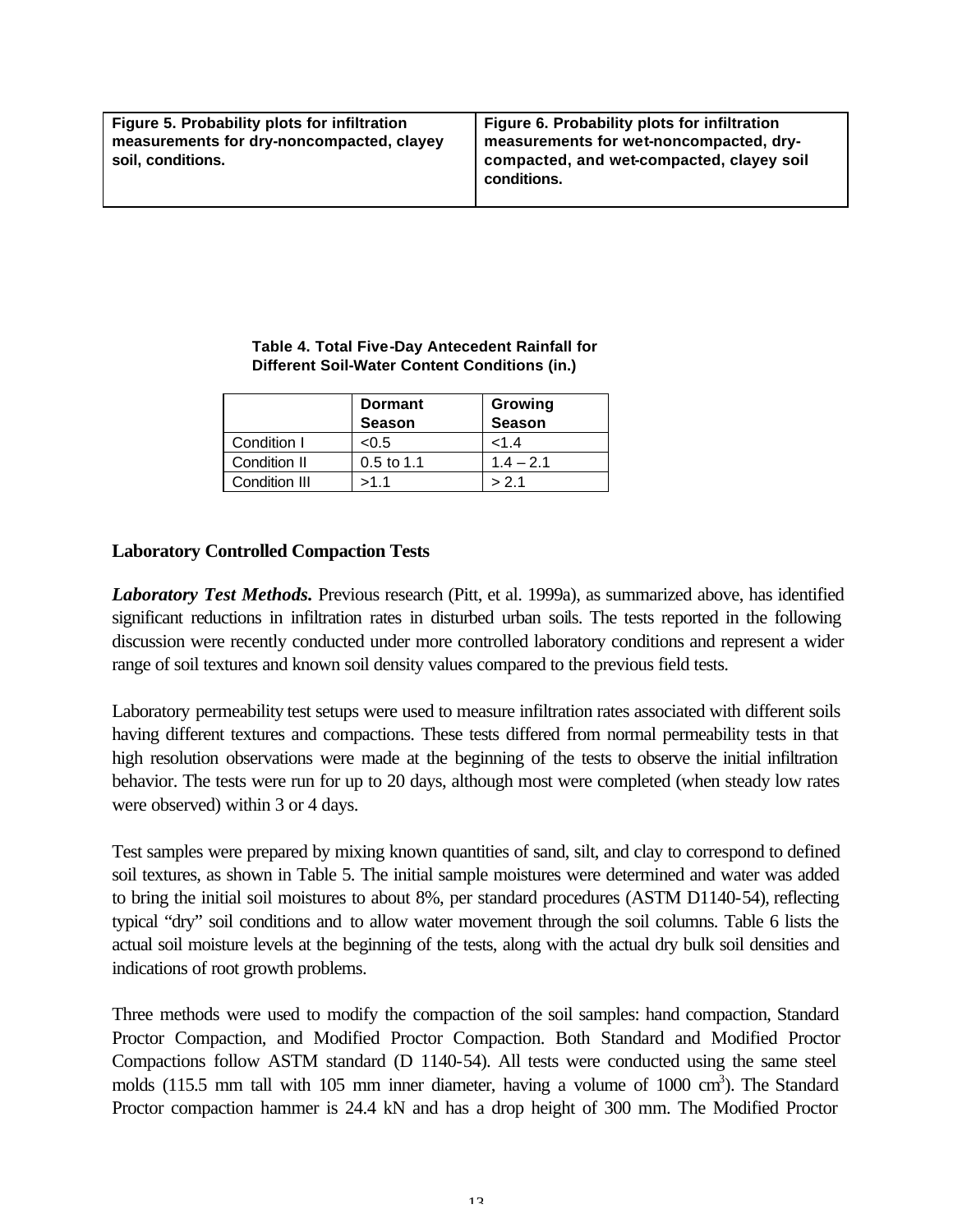| **Figure 5. Probability plots for infiltration measurements for dry-noncompacted, clayey soil, conditions.** | **Figure 6. Probability plots for infiltration measurements for wet-noncompacted, dry-compacted, and wet-compacted, clayey soil conditions.** |
|---|---|

**Table 4. Total Five-Day Antecedent Rainfall for Different Soil-Water Content Conditions (in.)**

| | Dormant Season | Growing Season |
|---|---|---|
| Condition I | <0.5 | <1.4 |
| Condition II | 0.5 to 1.1 | 1.4 – 2.1 |
| Condition III | >1.1 | > 2.1 |

## Laboratory Controlled Compaction Tests

***Laboratory Test Methods.*** Previous research (Pitt, et al. 1999a), as summarized above, has identified significant reductions in infiltration rates in disturbed urban soils. The tests reported in the following discussion were recently conducted under more controlled laboratory conditions and represent a wider range of soil textures and known soil density values compared to the previous field tests.

Laboratory permeability test setups were used to measure infiltration rates associated with different soils having different textures and compactions. These tests differed from normal permeability tests in that high resolution observations were made at the beginning of the tests to observe the initial infiltration behavior. The tests were run for up to 20 days, although most were completed (when steady low rates were observed) within 3 or 4 days.

Test samples were prepared by mixing known quantities of sand, silt, and clay to correspond to defined soil textures, as shown in Table 5. The initial sample moistures were determined and water was added to bring the initial soil moistures to about 8%, per standard procedures (ASTM D1140-54), reflecting typical "dry" soil conditions and to allow water movement through the soil columns. Table 6 lists the actual soil moisture levels at the beginning of the tests, along with the actual dry bulk soil densities and indications of root growth problems.

Three methods were used to modify the compaction of the soil samples: hand compaction, Standard Proctor Compaction, and Modified Proctor Compaction. Both Standard and Modified Proctor Compactions follow ASTM standard (D 1140-54). All tests were conducted using the same steel molds (115.5 mm tall with 105 mm inner diameter, having a volume of 1000 $cm^3$). The Standard Proctor compaction hammer is 24.4 kN and has a drop height of 300 mm. The Modified Proctor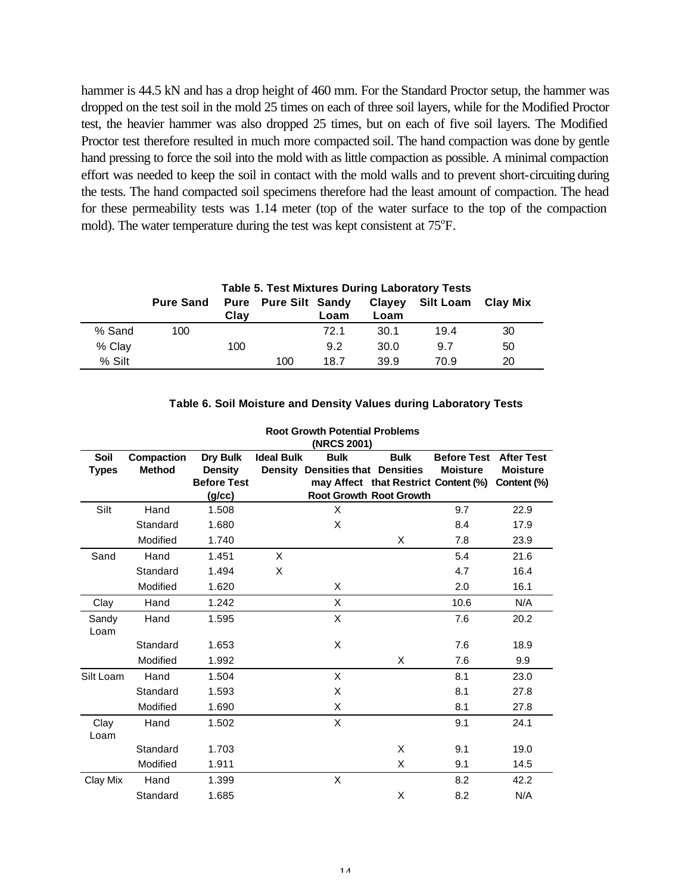hammer is 44.5 kN and has a drop height of 460 mm. For the Standard Proctor setup, the hammer was dropped on the test soil in the mold 25 times on each of three soil layers, while for the Modified Proctor test, the heavier hammer was also dropped 25 times, but on each of five soil layers. The Modified Proctor test therefore resulted in much more compacted soil. The hand compaction was done by gentle hand pressing to force the soil into the mold with as little compaction as possible. A minimal compaction effort was needed to keep the soil in contact with the mold walls and to prevent short-circuiting during the tests. The hand compacted soil specimens therefore had the least amount of compaction. The head for these permeability tests was 1.14 meter (top of the water surface to the top of the compaction mold). The water temperature during the test was kept consistent at 75°F.

**Table 5. Test Mixtures During Laboratory Tests**

| | Pure Sand | Pure Clay | Pure Silt | Sandy Loam | Clayey Loam | Silt Loam | Clay Mix |
|---|---|---|---|---|---|---|---|
| % Sand | 100 | | | 72.1 | 30.1 | 19.4 | 30 |
| % Clay | | 100 | | 9.2 | 30.0 | 9.7 | 50 |
| % Silt | | | 100 | 18.7 | 39.9 | 70.9 | 20 |

**Table 6. Soil Moisture and Density Values during Laboratory Tests**

| | | | Root Growth Potential Problems (NRCS 2001) | | | | |
|---|---|---|---|---|---|---|---|
| **Soil Types** | **Compaction Method** | **Dry Bulk Density Before Test (g/cc)** | **Ideal Bulk Density** | **Bulk Densities that may Affect Root Growth** | **Bulk Densities that Restrict Root Growth** | **Before Test Moisture Content (%)** | **After Test Moisture Content (%)** |
| Silt | Hand | 1.508 | | X | | 9.7 | 22.9 |
| | Standard | 1.680 | | X | | 8.4 | 17.9 |
| | Modified | 1.740 | | | X | 7.8 | 23.9 |
| Sand | Hand | 1.451 | X | | | 5.4 | 21.6 |
| | Standard | 1.494 | X | | | 4.7 | 16.4 |
| | Modified | 1.620 | | X | | 2.0 | 16.1 |
| Clay | Hand | 1.242 | | X | | 10.6 | N/A |
| Sandy Loam | Hand | 1.595 | | X | | 7.6 | 20.2 |
| | Standard | 1.653 | | X | | 7.6 | 18.9 |
| | Modified | 1.992 | | | X | 7.6 | 9.9 |
| Silt Loam | Hand | 1.504 | | X | | 8.1 | 23.0 |
| | Standard | 1.593 | | X | | 8.1 | 27.8 |
| | Modified | 1.690 | | X | | 8.1 | 27.8 |
| Clay Loam | Hand | 1.502 | | X | | 9.1 | 24.1 |
| | Standard | 1.703 | | | X | 9.1 | 19.0 |
| | Modified | 1.911 | | | X | 9.1 | 14.5 |
| Clay Mix | Hand | 1.399 | | X | | 8.2 | 42.2 |
| | Standard | 1.685 | | | X | 8.2 | N/A |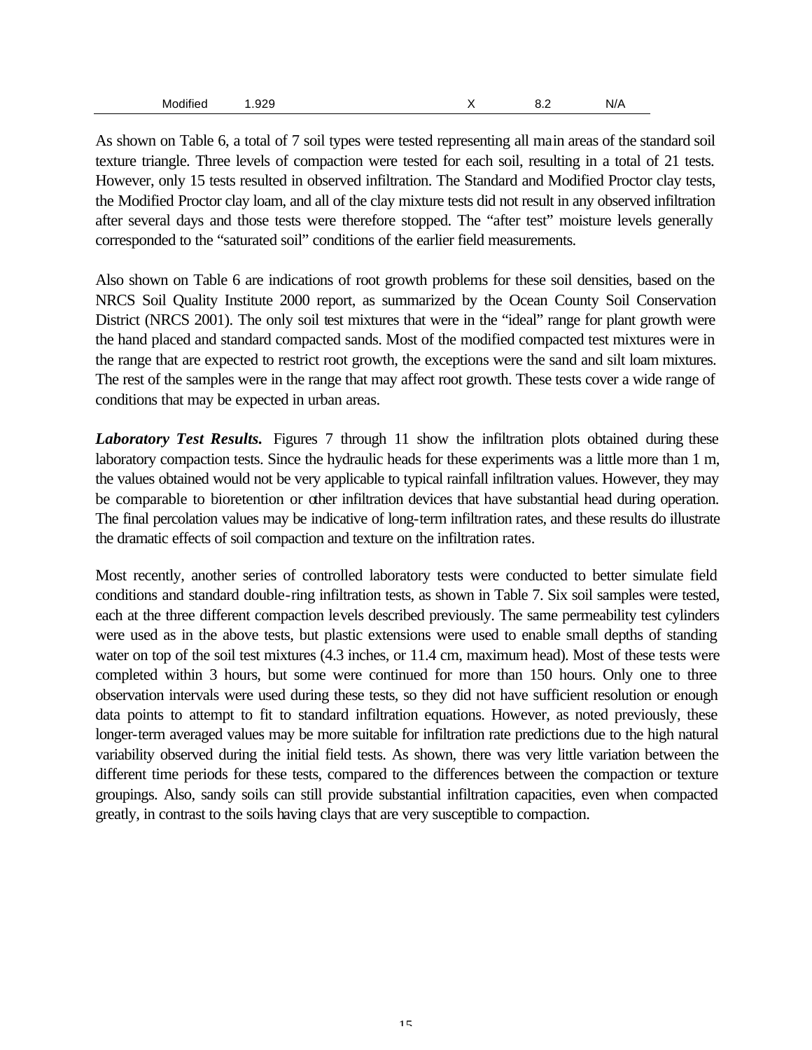| Modified | 1.929 | | X | 8.2 | N/A |
|---|---|---|---|---|---|

As shown on Table 6, a total of 7 soil types were tested representing all main areas of the standard soil texture triangle. Three levels of compaction were tested for each soil, resulting in a total of 21 tests. However, only 15 tests resulted in observed infiltration. The Standard and Modified Proctor clay tests, the Modified Proctor clay loam, and all of the clay mixture tests did not result in any observed infiltration after several days and those tests were therefore stopped. The "after test" moisture levels generally corresponded to the "saturated soil" conditions of the earlier field measurements.

Also shown on Table 6 are indications of root growth problems for these soil densities, based on the NRCS Soil Quality Institute 2000 report, as summarized by the Ocean County Soil Conservation District (NRCS 2001). The only soil test mixtures that were in the "ideal" range for plant growth were the hand placed and standard compacted sands. Most of the modified compacted test mixtures were in the range that are expected to restrict root growth, the exceptions were the sand and silt loam mixtures. The rest of the samples were in the range that may affect root growth. These tests cover a wide range of conditions that may be expected in urban areas.

***Laboratory Test Results.*** Figures 7 through 11 show the infiltration plots obtained during these laboratory compaction tests. Since the hydraulic heads for these experiments was a little more than 1 m, the values obtained would not be very applicable to typical rainfall infiltration values. However, they may be comparable to bioretention or other infiltration devices that have substantial head during operation. The final percolation values may be indicative of long-term infiltration rates, and these results do illustrate the dramatic effects of soil compaction and texture on the infiltration rates.

Most recently, another series of controlled laboratory tests were conducted to better simulate field conditions and standard double-ring infiltration tests, as shown in Table 7. Six soil samples were tested, each at the three different compaction levels described previously. The same permeability test cylinders were used as in the above tests, but plastic extensions were used to enable small depths of standing water on top of the soil test mixtures (4.3 inches, or 11.4 cm, maximum head). Most of these tests were completed within 3 hours, but some were continued for more than 150 hours. Only one to three observation intervals were used during these tests, so they did not have sufficient resolution or enough data points to attempt to fit to standard infiltration equations. However, as noted previously, these longer-term averaged values may be more suitable for infiltration rate predictions due to the high natural variability observed during the initial field tests. As shown, there was very little variation between the different time periods for these tests, compared to the differences between the compaction or texture groupings. Also, sandy soils can still provide substantial infiltration capacities, even when compacted greatly, in contrast to the soils having clays that are very susceptible to compaction.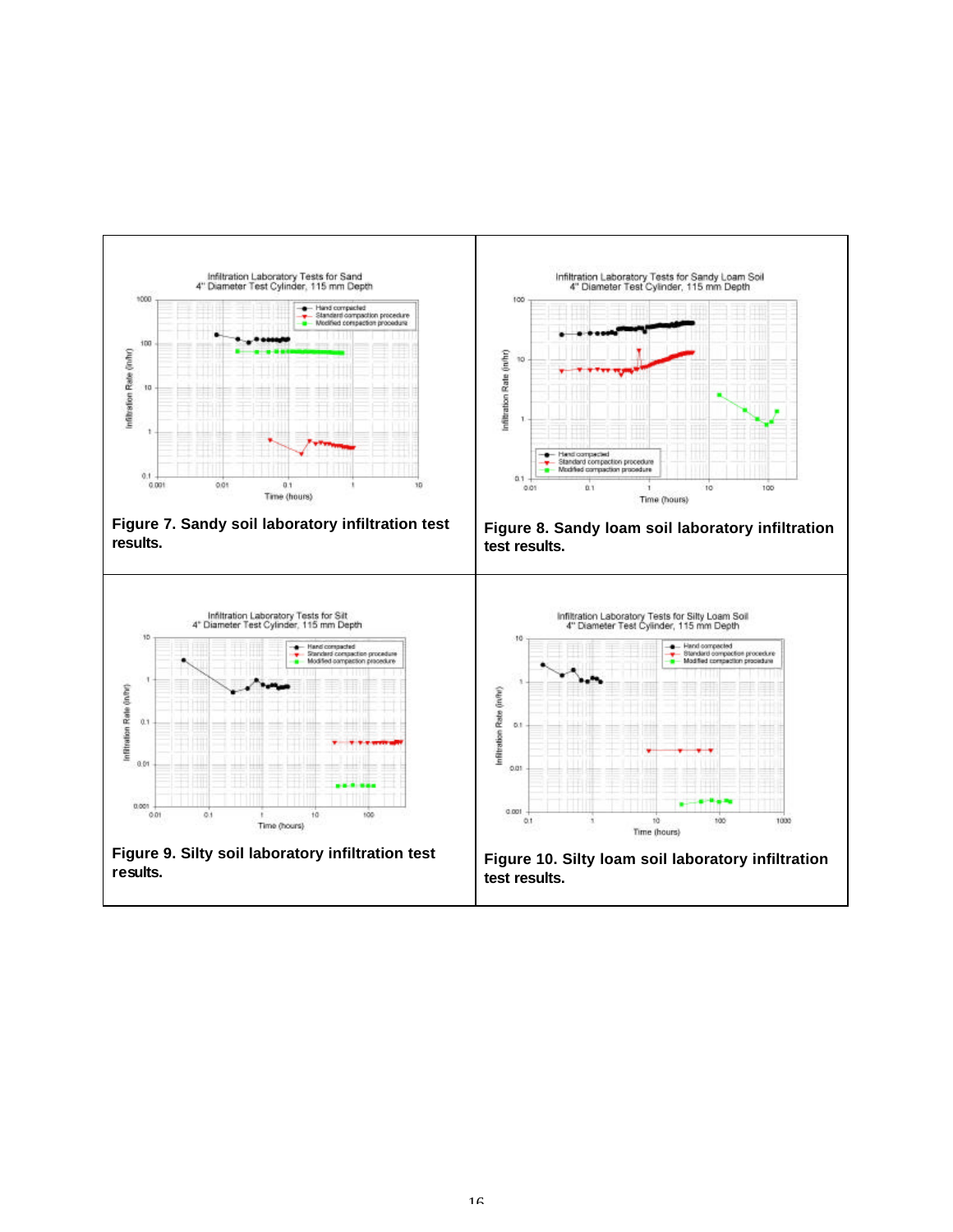Figure 7. Sandy soil laboratory infiltration test results.

Figure 8. Sandy loam soil laboratory infiltration test results.

Figure 9. Silty soil laboratory infiltration test results.

Figure 10. Silty loam soil laboratory infiltration test results.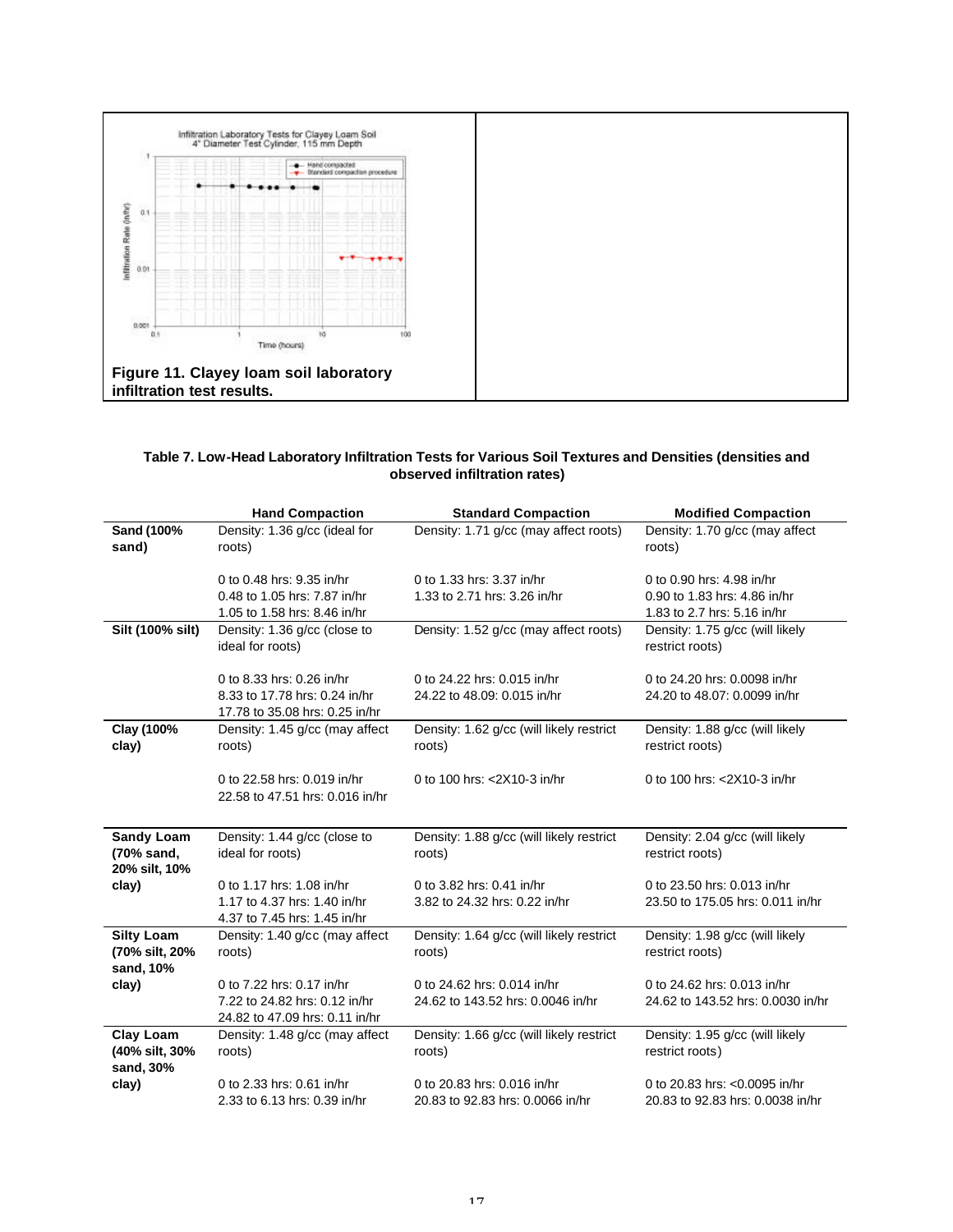Figure 11. Clayey loam soil laboratory infiltration test results.

**Table 7. Low-Head Laboratory Infiltration Tests for Various Soil Textures and Densities (densities and observed infiltration rates)**

| | Hand Compaction | Standard Compaction | Modified Compaction |
|---|---|---|---|
| **Sand (100% sand)** | Density: 1.36 g/cc (ideal for roots)<br><br>0 to 0.48 hrs: 9.35 in/hr<br>0.48 to 1.05 hrs: 7.87 in/hr<br>1.05 to 1.58 hrs: 8.46 in/hr | Density: 1.71 g/cc (may affect roots)<br><br>0 to 1.33 hrs: 3.37 in/hr<br>1.33 to 2.71 hrs: 3.26 in/hr | Density: 1.70 g/cc (may affect roots)<br><br>0 to 0.90 hrs: 4.98 in/hr<br>0.90 to 1.83 hrs: 4.86 in/hr<br>1.83 to 2.7 hrs: 5.16 in/hr |
| **Silt (100% silt)** | Density: 1.36 g/cc (close to ideal for roots)<br><br>0 to 8.33 hrs: 0.26 in/hr<br>8.33 to 17.78 hrs: 0.24 in/hr<br>17.78 to 35.08 hrs: 0.25 in/hr | Density: 1.52 g/cc (may affect roots)<br><br>0 to 24.22 hrs: 0.015 in/hr<br>24.22 to 48.09: 0.015 in/hr | Density: 1.75 g/cc (will likely restrict roots)<br><br>0 to 24.20 hrs: 0.0098 in/hr<br>24.20 to 48.07: 0.0099 in/hr |
| **Clay (100% clay)** | Density: 1.45 g/cc (may affect roots)<br><br>0 to 22.58 hrs: 0.019 in/hr<br>22.58 to 47.51 hrs: 0.016 in/hr | Density: 1.62 g/cc (will likely restrict roots)<br><br>0 to 100 hrs: <2X10-3 in/hr | Density: 1.88 g/cc (will likely restrict roots)<br><br>0 to 100 hrs: <2X10-3 in/hr |
| **Sandy Loam (70% sand, 20% silt, 10% clay)** | Density: 1.44 g/cc (close to ideal for roots)<br><br>0 to 1.17 hrs: 1.08 in/hr<br>1.17 to 4.37 hrs: 1.40 in/hr<br>4.37 to 7.45 hrs: 1.45 in/hr | Density: 1.88 g/cc (will likely restrict roots)<br><br>0 to 3.82 hrs: 0.41 in/hr<br>3.82 to 24.32 hrs: 0.22 in/hr | Density: 2.04 g/cc (will likely restrict roots)<br><br>0 to 23.50 hrs: 0.013 in/hr<br>23.50 to 175.05 hrs: 0.011 in/hr |
| **Silty Loam (70% silt, 20% sand, 10% clay)** | Density: 1.40 g/cc (may affect roots)<br><br>0 to 7.22 hrs: 0.17 in/hr<br>7.22 to 24.82 hrs: 0.12 in/hr<br>24.82 to 47.09 hrs: 0.11 in/hr | Density: 1.64 g/cc (will likely restrict roots)<br><br>0 to 24.62 hrs: 0.014 in/hr<br>24.62 to 143.52 hrs: 0.0046 in/hr | Density: 1.98 g/cc (will likely restrict roots)<br><br>0 to 24.62 hrs: 0.013 in/hr<br>24.62 to 143.52 hrs: 0.0030 in/hr |
| **Clay Loam (40% silt, 30% sand, 30% clay)** | Density: 1.48 g/cc (may affect roots)<br><br>0 to 2.33 hrs: 0.61 in/hr<br>2.33 to 6.13 hrs: 0.39 in/hr | Density: 1.66 g/cc (will likely restrict roots)<br><br>0 to 20.83 hrs: 0.016 in/hr<br>20.83 to 92.83 hrs: 0.0066 in/hr | Density: 1.95 g/cc (will likely restrict roots)<br><br>0 to 20.83 hrs: <0.0095 in/hr<br>20.83 to 92.83 hrs: 0.0038 in/hr |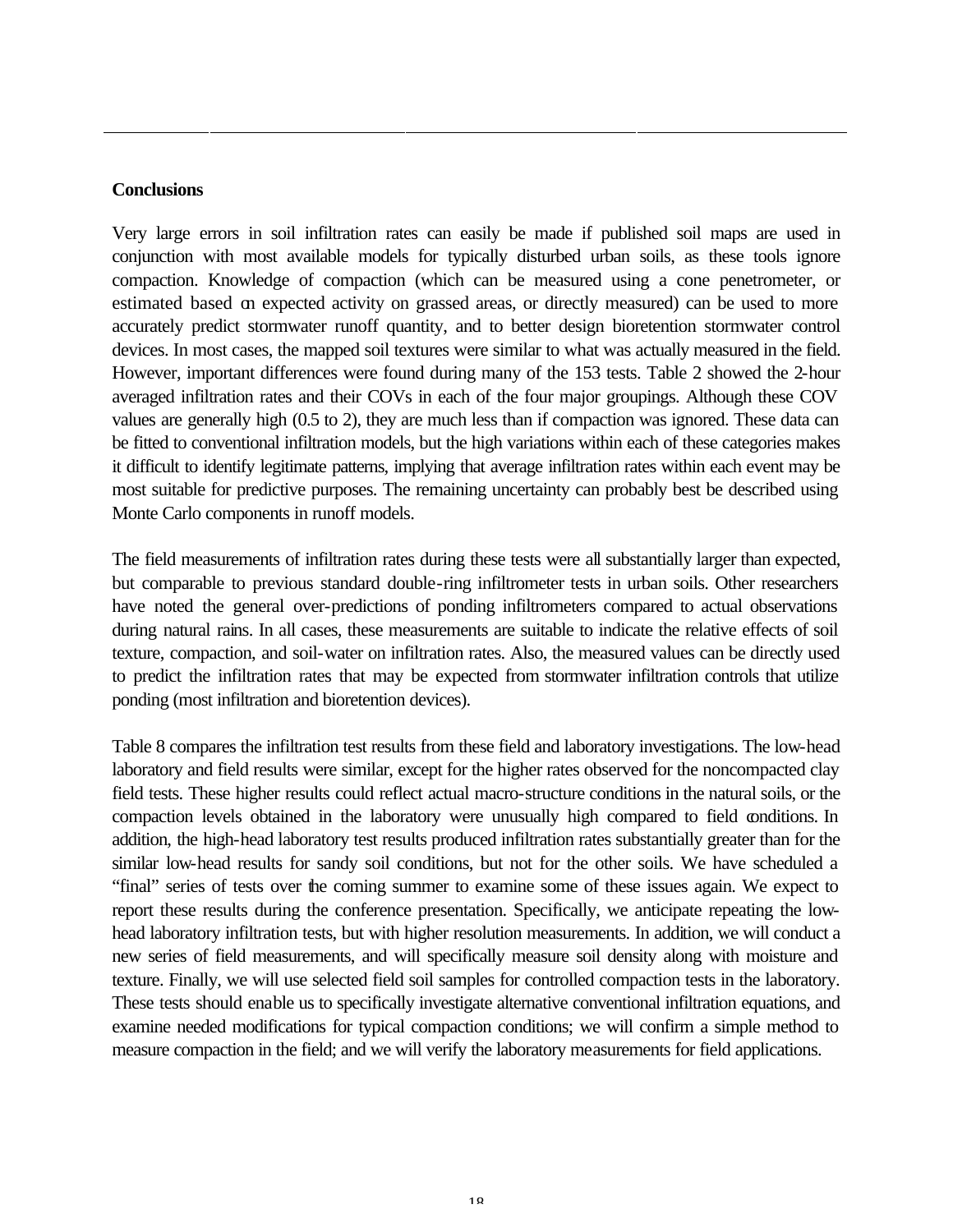## Conclusions

Very large errors in soil infiltration rates can easily be made if published soil maps are used in conjunction with most available models for typically disturbed urban soils, as these tools ignore compaction. Knowledge of compaction (which can be measured using a cone penetrometer, or estimated based on expected activity on grassed areas, or directly measured) can be used to more accurately predict stormwater runoff quantity, and to better design bioretention stormwater control devices. In most cases, the mapped soil textures were similar to what was actually measured in the field. However, important differences were found during many of the 153 tests. Table 2 showed the 2-hour averaged infiltration rates and their COVs in each of the four major groupings. Although these COV values are generally high (0.5 to 2), they are much less than if compaction was ignored. These data can be fitted to conventional infiltration models, but the high variations within each of these categories makes it difficult to identify legitimate patterns, implying that average infiltration rates within each event may be most suitable for predictive purposes. The remaining uncertainty can probably best be described using Monte Carlo components in runoff models.

The field measurements of infiltration rates during these tests were all substantially larger than expected, but comparable to previous standard double-ring infiltrometer tests in urban soils. Other researchers have noted the general over-predictions of ponding infiltrometers compared to actual observations during natural rains. In all cases, these measurements are suitable to indicate the relative effects of soil texture, compaction, and soil-water on infiltration rates. Also, the measured values can be directly used to predict the infiltration rates that may be expected from stormwater infiltration controls that utilize ponding (most infiltration and bioretention devices).

Table 8 compares the infiltration test results from these field and laboratory investigations. The low-head laboratory and field results were similar, except for the higher rates observed for the noncompacted clay field tests. These higher results could reflect actual macro-structure conditions in the natural soils, or the compaction levels obtained in the laboratory were unusually high compared to field conditions. In addition, the high-head laboratory test results produced infiltration rates substantially greater than for the similar low-head results for sandy soil conditions, but not for the other soils. We have scheduled a "final" series of tests over the coming summer to examine some of these issues again. We expect to report these results during the conference presentation. Specifically, we anticipate repeating the low-head laboratory infiltration tests, but with higher resolution measurements. In addition, we will conduct a new series of field measurements, and will specifically measure soil density along with moisture and texture. Finally, we will use selected field soil samples for controlled compaction tests in the laboratory. These tests should enable us to specifically investigate alternative conventional infiltration equations, and examine needed modifications for typical compaction conditions; we will confirm a simple method to measure compaction in the field; and we will verify the laboratory measurements for field applications.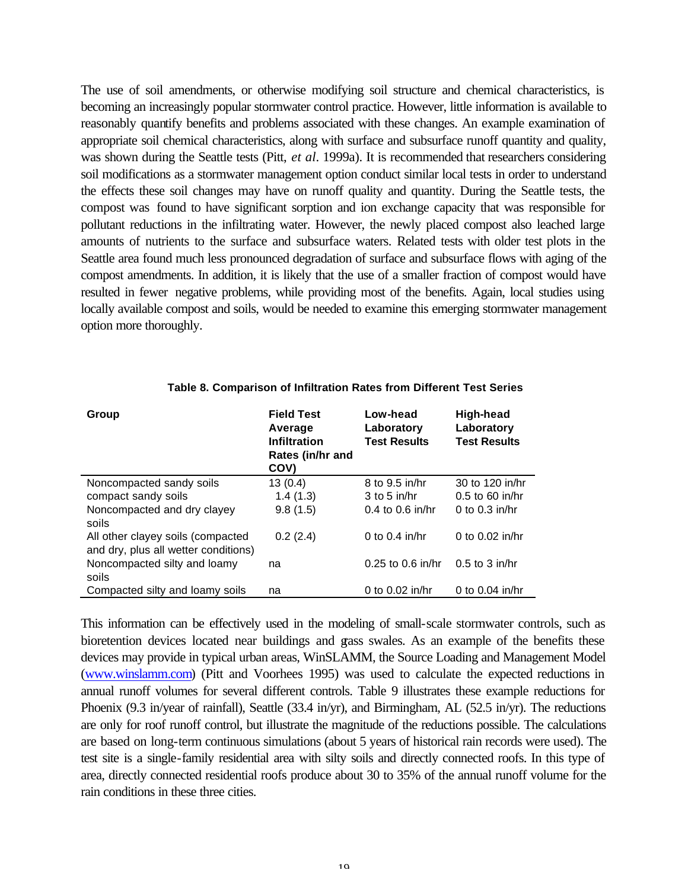The use of soil amendments, or otherwise modifying soil structure and chemical characteristics, is becoming an increasingly popular stormwater control practice. However, little information is available to reasonably quantify benefits and problems associated with these changes. An example examination of appropriate soil chemical characteristics, along with surface and subsurface runoff quantity and quality, was shown during the Seattle tests (Pitt, *et al*. 1999a). It is recommended that researchers considering soil modifications as a stormwater management option conduct similar local tests in order to understand the effects these soil changes may have on runoff quality and quantity. During the Seattle tests, the compost was found to have significant sorption and ion exchange capacity that was responsible for pollutant reductions in the infiltrating water. However, the newly placed compost also leached large amounts of nutrients to the surface and subsurface waters. Related tests with older test plots in the Seattle area found much less pronounced degradation of surface and subsurface flows with aging of the compost amendments. In addition, it is likely that the use of a smaller fraction of compost would have resulted in fewer negative problems, while providing most of the benefits. Again, local studies using locally available compost and soils, would be needed to examine this emerging stormwater management option more thoroughly.

**Table 8. Comparison of Infiltration Rates from Different Test Series**

| Group | Field Test Average Infiltration Rates (in/hr and COV) | Low-head Laboratory Test Results | High-head Laboratory Test Results |
|---|---|---|---|
| Noncompacted sandy soils | 13 (0.4) | 8 to 9.5 in/hr | 30 to 120 in/hr |
| compact sandy soils | 1.4 (1.3) | 3 to 5 in/hr | 0.5 to 60 in/hr |
| Noncompacted and dry clayey soils | 9.8 (1.5) | 0.4 to 0.6 in/hr | 0 to 0.3 in/hr |
| All other clayey soils (compacted and dry, plus all wetter conditions) | 0.2 (2.4) | 0 to 0.4 in/hr | 0 to 0.02 in/hr |
| Noncompacted silty and loamy soils | na | 0.25 to 0.6 in/hr | 0.5 to 3 in/hr |
| Compacted silty and loamy soils | na | 0 to 0.02 in/hr | 0 to 0.04 in/hr |

This information can be effectively used in the modeling of small-scale stormwater controls, such as bioretention devices located near buildings and grass swales. As an example of the benefits these devices may provide in typical urban areas, WinSLAMM, the Source Loading and Management Model (www.winslamm.com) (Pitt and Voorhees 1995) was used to calculate the expected reductions in annual runoff volumes for several different controls. Table 9 illustrates these example reductions for Phoenix (9.3 in/year of rainfall), Seattle (33.4 in/yr), and Birmingham, AL (52.5 in/yr). The reductions are only for roof runoff control, but illustrate the magnitude of the reductions possible. The calculations are based on long-term continuous simulations (about 5 years of historical rain records were used). The test site is a single-family residential area with silty soils and directly connected roofs. In this type of area, directly connected residential roofs produce about 30 to 35% of the annual runoff volume for the rain conditions in these three cities.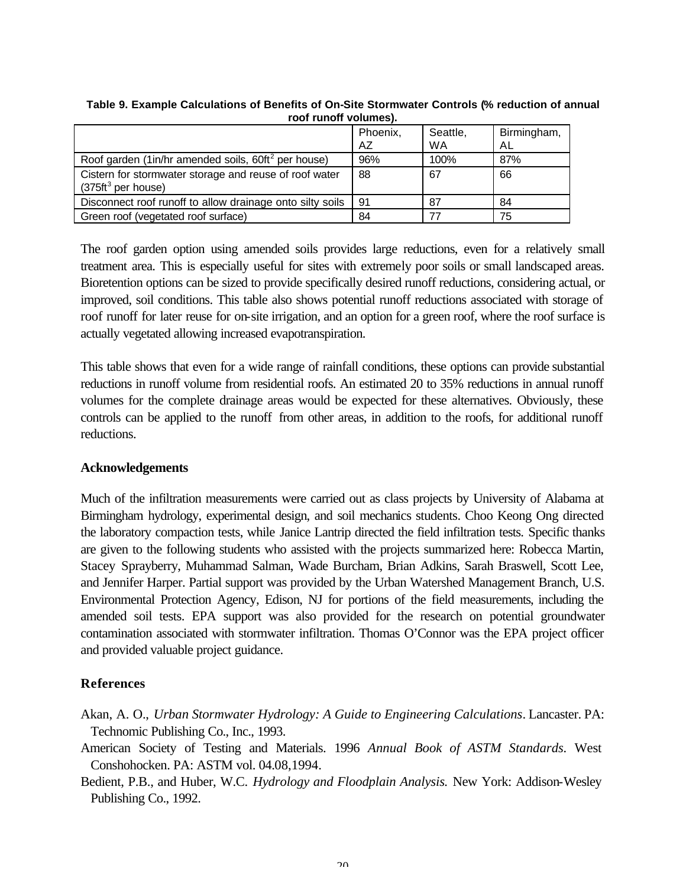**Table 9. Example Calculations of Benefits of On-Site Stormwater Controls (% reduction of annual roof runoff volumes).**

| | Phoenix, AZ | Seattle, WA | Birmingham, AL |
|---|---|---|---|
| Roof garden (1in/hr amended soils, 60ft$^2$ per house) | 96% | 100% | 87% |
| Cistern for stormwater storage and reuse of roof water (375ft$^3$ per house) | 88 | 67 | 66 |
| Disconnect roof runoff to allow drainage onto silty soils | 91 | 87 | 84 |
| Green roof (vegetated roof surface) | 84 | 77 | 75 |

The roof garden option using amended soils provides large reductions, even for a relatively small treatment area. This is especially useful for sites with extremely poor soils or small landscaped areas. Bioretention options can be sized to provide specifically desired runoff reductions, considering actual, or improved, soil conditions. This table also shows potential runoff reductions associated with storage of roof runoff for later reuse for on-site irrigation, and an option for a green roof, where the roof surface is actually vegetated allowing increased evapotranspiration.

This table shows that even for a wide range of rainfall conditions, these options can provide substantial reductions in runoff volume from residential roofs. An estimated 20 to 35% reductions in annual runoff volumes for the complete drainage areas would be expected for these alternatives. Obviously, these controls can be applied to the runoff from other areas, in addition to the roofs, for additional runoff reductions.

## Acknowledgements

Much of the infiltration measurements were carried out as class projects by University of Alabama at Birmingham hydrology, experimental design, and soil mechanics students. Choo Keong Ong directed the laboratory compaction tests, while Janice Lantrip directed the field infiltration tests. Specific thanks are given to the following students who assisted with the projects summarized here: Robecca Martin, Stacey Sprayberry, Muhammad Salman, Wade Burcham, Brian Adkins, Sarah Braswell, Scott Lee, and Jennifer Harper. Partial support was provided by the Urban Watershed Management Branch, U.S. Environmental Protection Agency, Edison, NJ for portions of the field measurements, including the amended soil tests. EPA support was also provided for the research on potential groundwater contamination associated with stormwater infiltration. Thomas O'Connor was the EPA project officer and provided valuable project guidance.

## References

Akan, A. O., *Urban Stormwater Hydrology: A Guide to Engineering Calculations*. Lancaster. PA: Technomic Publishing Co., Inc., 1993.

American Society of Testing and Materials. 1996 *Annual Book of ASTM Standards.* West Conshohocken. PA: ASTM vol. 04.08,1994.

Bedient, P.B., and Huber, W.C. *Hydrology and Floodplain Analysis.* New York: Addison-Wesley Publishing Co., 1992.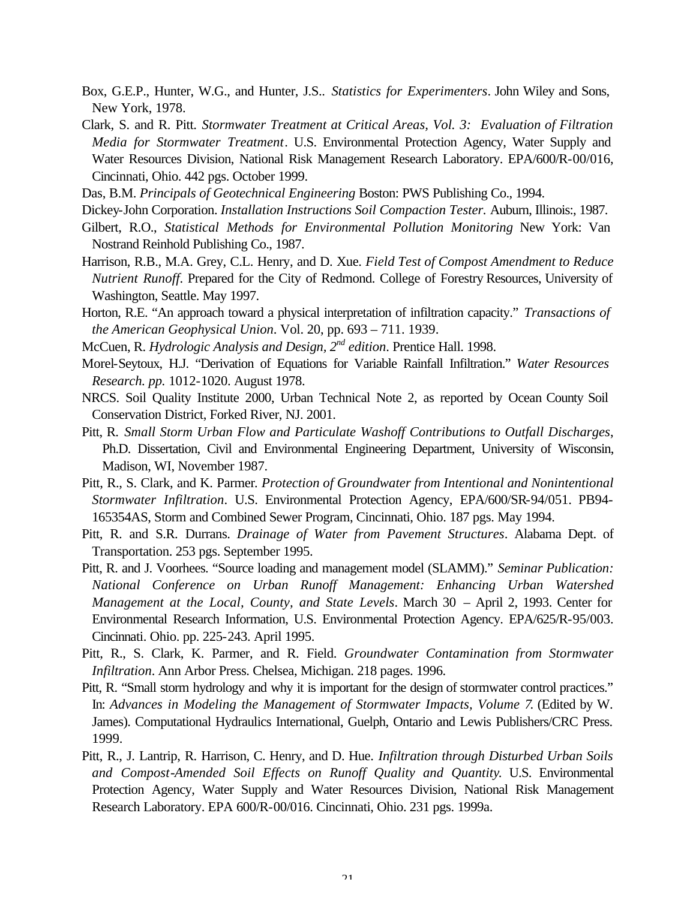Box, G.E.P., Hunter, W.G., and Hunter, J.S.. *Statistics for Experimenters*. John Wiley and Sons, New York, 1978.

Clark, S. and R. Pitt. *Stormwater Treatment at Critical Areas, Vol. 3: Evaluation of Filtration Media for Stormwater Treatment*. U.S. Environmental Protection Agency, Water Supply and Water Resources Division, National Risk Management Research Laboratory. EPA/600/R-00/016, Cincinnati, Ohio. 442 pgs. October 1999.

Das, B.M. *Principals of Geotechnical Engineering* Boston: PWS Publishing Co., 1994.

Dickey-John Corporation. *Installation Instructions Soil Compaction Tester.* Auburn, Illinois:, 1987.

Gilbert, R.O., *Statistical Methods for Environmental Pollution Monitoring* New York: Van Nostrand Reinhold Publishing Co., 1987.

Harrison, R.B., M.A. Grey, C.L. Henry, and D. Xue. *Field Test of Compost Amendment to Reduce Nutrient Runoff*. Prepared for the City of Redmond. College of Forestry Resources, University of Washington, Seattle. May 1997.

Horton, R.E. "An approach toward a physical interpretation of infiltration capacity." *Transactions of the American Geophysical Union*. Vol. 20, pp. 693 – 711. 1939.

McCuen, R. *Hydrologic Analysis and Design, 2nd edition*. Prentice Hall. 1998.

Morel-Seytoux, H.J. "Derivation of Equations for Variable Rainfall Infiltration." *Water Resources Research. pp.* 1012-1020. August 1978.

NRCS. Soil Quality Institute 2000, Urban Technical Note 2, as reported by Ocean County Soil Conservation District, Forked River, NJ. 2001.

Pitt, R. *Small Storm Urban Flow and Particulate Washoff Contributions to Outfall Discharges*, Ph.D. Dissertation, Civil and Environmental Engineering Department, University of Wisconsin, Madison, WI, November 1987.

Pitt, R., S. Clark, and K. Parmer. *Protection of Groundwater from Intentional and Nonintentional Stormwater Infiltration*. U.S. Environmental Protection Agency, EPA/600/SR-94/051. PB94-165354AS, Storm and Combined Sewer Program, Cincinnati, Ohio. 187 pgs. May 1994.

Pitt, R. and S.R. Durrans. *Drainage of Water from Pavement Structures*. Alabama Dept. of Transportation. 253 pgs. September 1995.

Pitt, R. and J. Voorhees. "Source loading and management model (SLAMM)." *Seminar Publication: National Conference on Urban Runoff Management: Enhancing Urban Watershed Management at the Local, County, and State Levels*. March 30 – April 2, 1993. Center for Environmental Research Information, U.S. Environmental Protection Agency. EPA/625/R-95/003. Cincinnati. Ohio. pp. 225-243. April 1995.

Pitt, R., S. Clark, K. Parmer, and R. Field. *Groundwater Contamination from Stormwater Infiltration*. Ann Arbor Press. Chelsea, Michigan. 218 pages. 1996.

Pitt, R. "Small storm hydrology and why it is important for the design of stormwater control practices." In: *Advances in Modeling the Management of Stormwater Impacts, Volume 7.* (Edited by W. James). Computational Hydraulics International, Guelph, Ontario and Lewis Publishers/CRC Press. 1999.

Pitt, R., J. Lantrip, R. Harrison, C. Henry, and D. Hue. *Infiltration through Disturbed Urban Soils and Compost-Amended Soil Effects on Runoff Quality and Quantity.* U.S. Environmental Protection Agency, Water Supply and Water Resources Division, National Risk Management Research Laboratory. EPA 600/R-00/016. Cincinnati, Ohio. 231 pgs. 1999a.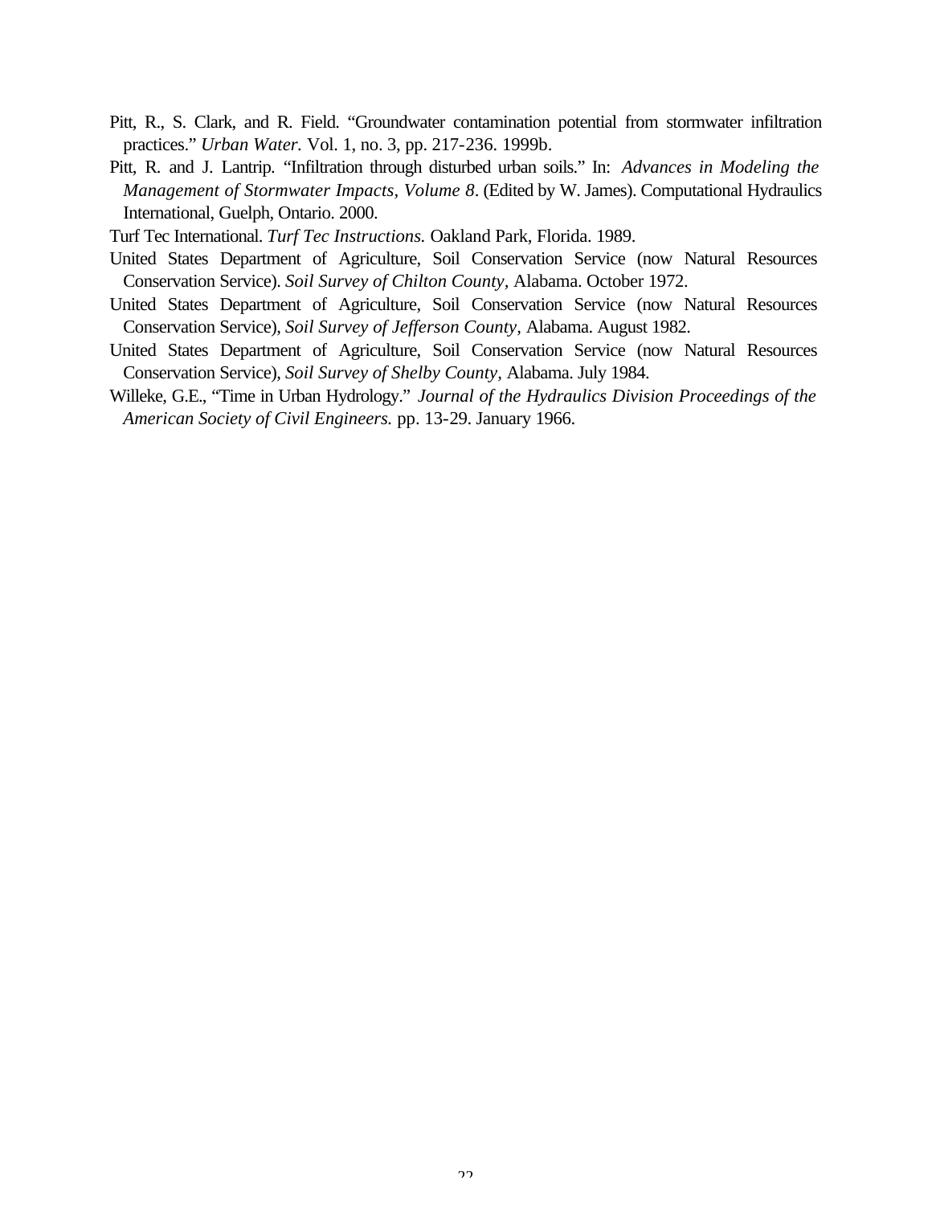Pitt, R., S. Clark, and R. Field. "Groundwater contamination potential from stormwater infiltration practices." *Urban Water.* Vol. 1, no. 3, pp. 217-236. 1999b.

Pitt, R. and J. Lantrip. "Infiltration through disturbed urban soils." In: *Advances in Modeling the Management of Stormwater Impacts, Volume 8*. (Edited by W. James). Computational Hydraulics International, Guelph, Ontario. 2000.

Turf Tec International. *Turf Tec Instructions.* Oakland Park, Florida. 1989.

United States Department of Agriculture, Soil Conservation Service (now Natural Resources Conservation Service). *Soil Survey of Chilton County,* Alabama. October 1972.

United States Department of Agriculture, Soil Conservation Service (now Natural Resources Conservation Service), *Soil Survey of Jefferson County,* Alabama. August 1982.

United States Department of Agriculture, Soil Conservation Service (now Natural Resources Conservation Service), *Soil Survey of Shelby County,* Alabama. July 1984.

Willeke, G.E., "Time in Urban Hydrology." *Journal of the Hydraulics Division Proceedings of the American Society of Civil Engineers.* pp. 13-29. January 1966.